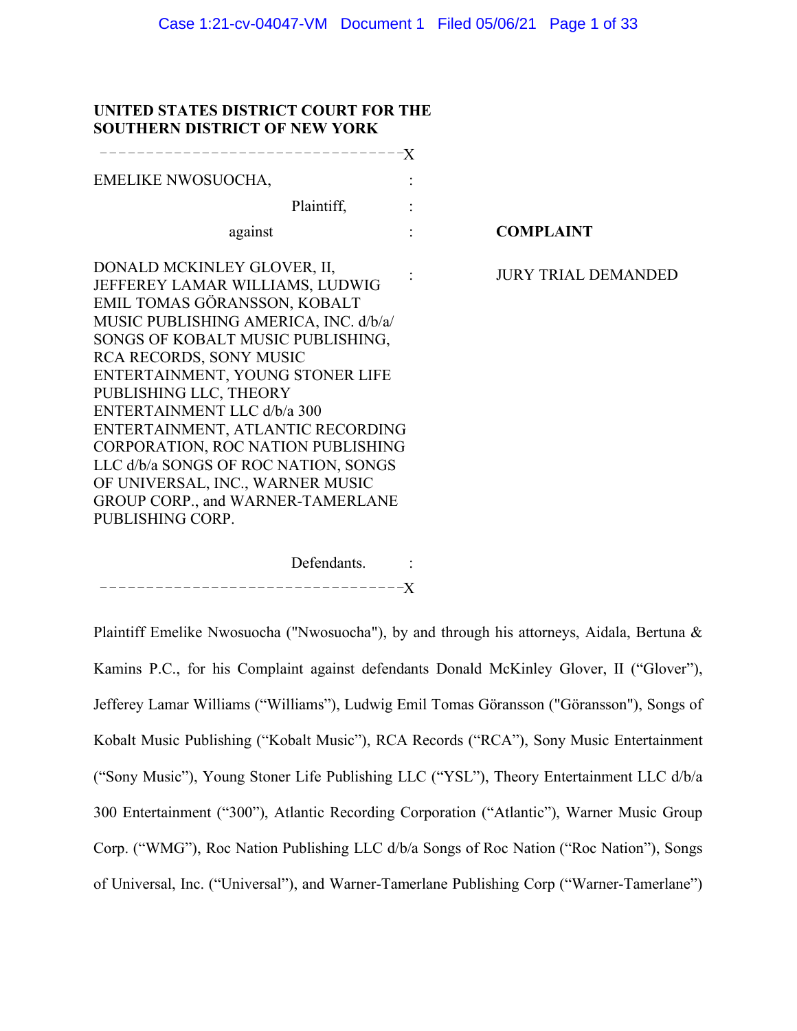**UNITED STATES DISTRICT COURT FOR THE SOUTHERN DISTRICT OF NEW YORK**

---------------------------------X

EMELIKE NWOSUOCHA,

Plaintiff,

against

DONALD MCKINLEY GLOVER, II, JEFFEREY LAMAR WILLIAMS, LUDWIG EMIL TOMAS GÖRANSSON, KOBALT MUSIC PUBLISHING AMERICA, INC. d/b/a/ SONGS OF KOBALT MUSIC PUBLISHING, RCA RECORDS, SONY MUSIC ENTERTAINMENT, YOUNG STONER LIFE PUBLISHING LLC, THEORY ENTERTAINMENT LLC d/b/a 300 ENTERTAINMENT, ATLANTIC RECORDING CORPORATION, ROC NATION PUBLISHING LLC d/b/a SONGS OF ROC NATION, SONGS OF UNIVERSAL, INC., WARNER MUSIC GROUP CORP., and WARNER-TAMERLANE PUBLISHING CORP.

Defendants.

---------------------------------X

**COMPLAINT**

JURY TRIAL DEMANDED

Plaintiff Emelike Nwosuocha ("Nwosuocha"), by and through his attorneys, Aidala, Bertuna & Kamins P.C., for his Complaint against defendants Donald McKinley Glover, II ("Glover"), Jefferey Lamar Williams ("Williams"), Ludwig Emil Tomas Göransson ("Göransson"), Songs of Kobalt Music Publishing ("Kobalt Music"), RCA Records ("RCA"), Sony Music Entertainment ("Sony Music"), Young Stoner Life Publishing LLC ("YSL"), Theory Entertainment LLC d/b/a 300 Entertainment ("300"), Atlantic Recording Corporation ("Atlantic"), Warner Music Group Corp. ("WMG"), Roc Nation Publishing LLC d/b/a Songs of Roc Nation ("Roc Nation"), Songs of Universal, Inc. ("Universal"), and Warner-Tamerlane Publishing Corp ("Warner-Tamerlane")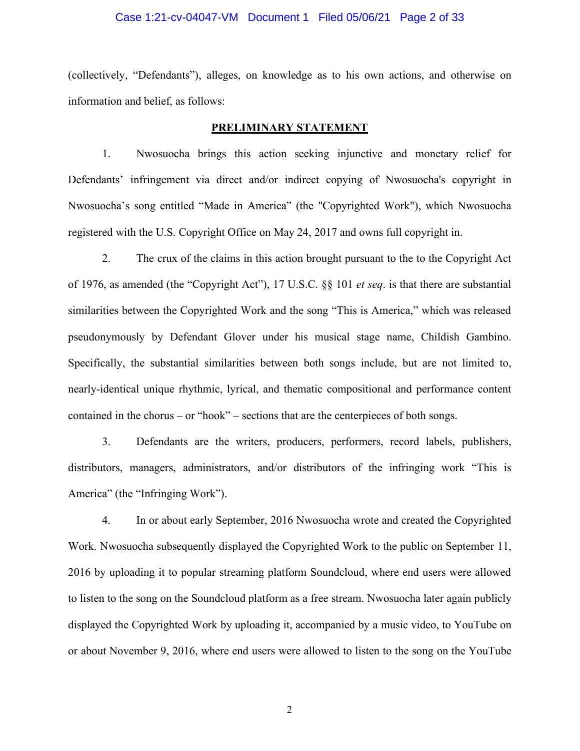(collectively, "Defendants"), alleges, on knowledge as to his own actions, and otherwise on information and belief, as follows:

**PRELIMINARY STATEMENT**

1. Nwosuocha brings this action seeking injunctive and monetary relief for Defendants' infringement via direct and/or indirect copying of Nwosuocha's copyright in Nwosuocha's song entitled "Made in America" (the "Copyrighted Work"), which Nwosuocha registered with the U.S. Copyright Office on May 24, 2017 and owns full copyright in.

2. The crux of the claims in this action brought pursuant to the to the Copyright Act of 1976, as amended (the "Copyright Act"), 17 U.S.C. §§ 101 *et seq*. is that there are substantial similarities between the Copyrighted Work and the song "This is America," which was released pseudonymously by Defendant Glover under his musical stage name, Childish Gambino. Specifically, the substantial similarities between both songs include, but are not limited to, nearly-identical unique rhythmic, lyrical, and thematic compositional and performance content contained in the chorus – or "hook" – sections that are the centerpieces of both songs.

3. Defendants are the writers, producers, performers, record labels, publishers, distributors, managers, administrators, and/or distributors of the infringing work "This is America" (the "Infringing Work").

4. In or about early September, 2016 Nwosuocha wrote and created the Copyrighted Work. Nwosuocha subsequently displayed the Copyrighted Work to the public on September 11, 2016 by uploading it to popular streaming platform Soundcloud, where end users were allowed to listen to the song on the Soundcloud platform as a free stream. Nwosuocha later again publicly displayed the Copyrighted Work by uploading it, accompanied by a music video, to YouTube on or about November 9, 2016, where end users were allowed to listen to the song on the YouTube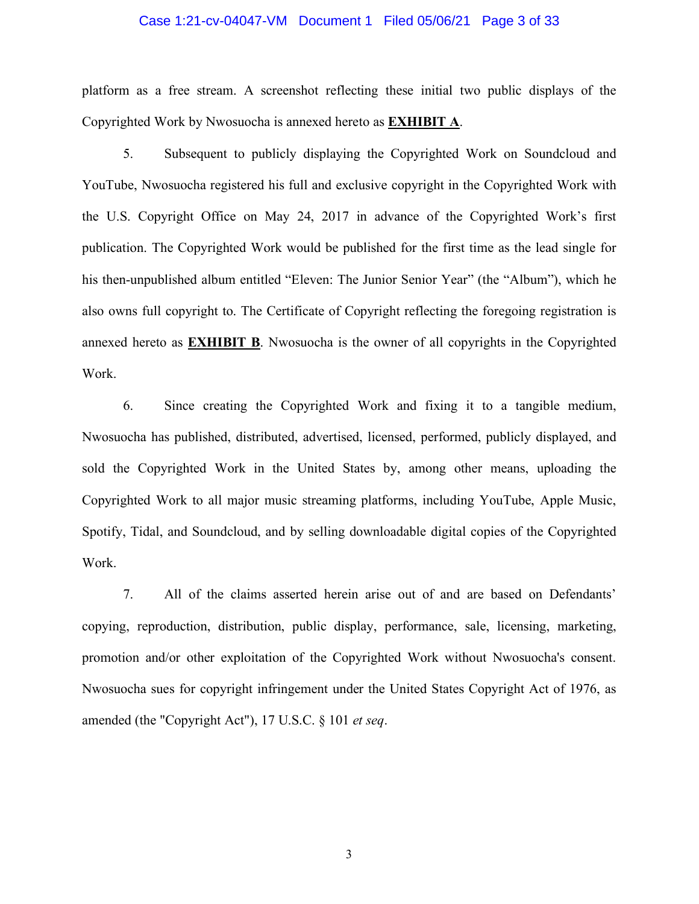platform as a free stream. A screenshot reflecting these initial two public displays of the Copyrighted Work by Nwosuocha is annexed hereto as **EXHIBIT A**.

5. Subsequent to publicly displaying the Copyrighted Work on Soundcloud and YouTube, Nwosuocha registered his full and exclusive copyright in the Copyrighted Work with the U.S. Copyright Office on May 24, 2017 in advance of the Copyrighted Work's first publication. The Copyrighted Work would be published for the first time as the lead single for his then-unpublished album entitled "Eleven: The Junior Senior Year" (the "Album"), which he also owns full copyright to. The Certificate of Copyright reflecting the foregoing registration is annexed hereto as **EXHIBIT B**. Nwosuocha is the owner of all copyrights in the Copyrighted Work.

6. Since creating the Copyrighted Work and fixing it to a tangible medium, Nwosuocha has published, distributed, advertised, licensed, performed, publicly displayed, and sold the Copyrighted Work in the United States by, among other means, uploading the Copyrighted Work to all major music streaming platforms, including YouTube, Apple Music, Spotify, Tidal, and Soundcloud, and by selling downloadable digital copies of the Copyrighted Work.

7. All of the claims asserted herein arise out of and are based on Defendants' copying, reproduction, distribution, public display, performance, sale, licensing, marketing, promotion and/or other exploitation of the Copyrighted Work without Nwosuocha's consent. Nwosuocha sues for copyright infringement under the United States Copyright Act of 1976, as amended (the "Copyright Act"), 17 U.S.C. § 101 *et seq*.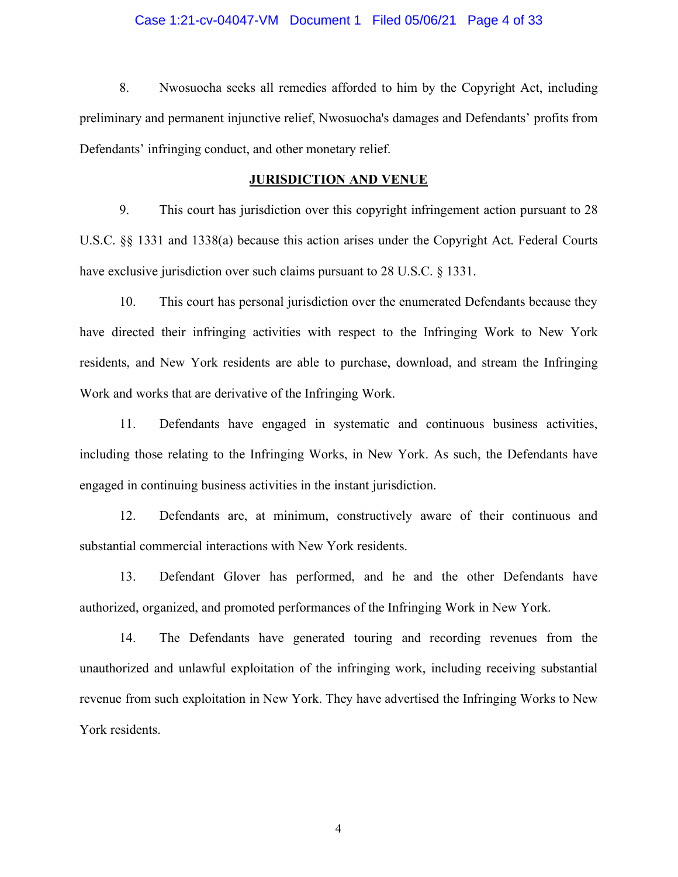8. Nwosuocha seeks all remedies afforded to him by the Copyright Act, including preliminary and permanent injunctive relief, Nwosuocha's damages and Defendants' profits from Defendants' infringing conduct, and other monetary relief.

## JURISDICTION AND VENUE

9. This court has jurisdiction over this copyright infringement action pursuant to 28 U.S.C. §§ 1331 and 1338(a) because this action arises under the Copyright Act. Federal Courts have exclusive jurisdiction over such claims pursuant to 28 U.S.C. § 1331.

10. This court has personal jurisdiction over the enumerated Defendants because they have directed their infringing activities with respect to the Infringing Work to New York residents, and New York residents are able to purchase, download, and stream the Infringing Work and works that are derivative of the Infringing Work.

11. Defendants have engaged in systematic and continuous business activities, including those relating to the Infringing Works, in New York. As such, the Defendants have engaged in continuing business activities in the instant jurisdiction.

12. Defendants are, at minimum, constructively aware of their continuous and substantial commercial interactions with New York residents.

13. Defendant Glover has performed, and he and the other Defendants have authorized, organized, and promoted performances of the Infringing Work in New York.

14. The Defendants have generated touring and recording revenues from the unauthorized and unlawful exploitation of the infringing work, including receiving substantial revenue from such exploitation in New York. They have advertised the Infringing Works to New York residents.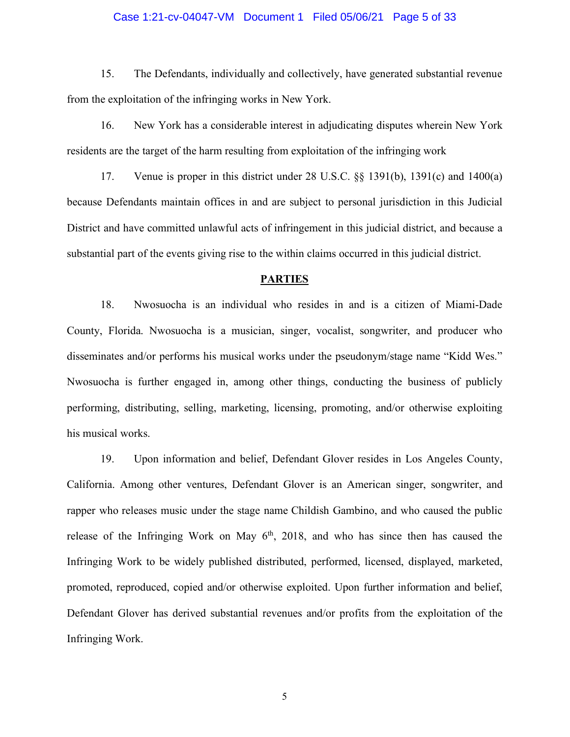15. The Defendants, individually and collectively, have generated substantial revenue from the exploitation of the infringing works in New York.

16. New York has a considerable interest in adjudicating disputes wherein New York residents are the target of the harm resulting from exploitation of the infringing work

17. Venue is proper in this district under 28 U.S.C. §§ 1391(b), 1391(c) and 1400(a) because Defendants maintain offices in and are subject to personal jurisdiction in this Judicial District and have committed unlawful acts of infringement in this judicial district, and because a substantial part of the events giving rise to the within claims occurred in this judicial district.

## PARTIES

18. Nwosuocha is an individual who resides in and is a citizen of Miami-Dade County, Florida. Nwosuocha is a musician, singer, vocalist, songwriter, and producer who disseminates and/or performs his musical works under the pseudonym/stage name "Kidd Wes." Nwosuocha is further engaged in, among other things, conducting the business of publicly performing, distributing, selling, marketing, licensing, promoting, and/or otherwise exploiting his musical works.

19. Upon information and belief, Defendant Glover resides in Los Angeles County, California. Among other ventures, Defendant Glover is an American singer, songwriter, and rapper who releases music under the stage name Childish Gambino, and who caused the public release of the Infringing Work on May 6th, 2018, and who has since then has caused the Infringing Work to be widely published distributed, performed, licensed, displayed, marketed, promoted, reproduced, copied and/or otherwise exploited. Upon further information and belief, Defendant Glover has derived substantial revenues and/or profits from the exploitation of the Infringing Work.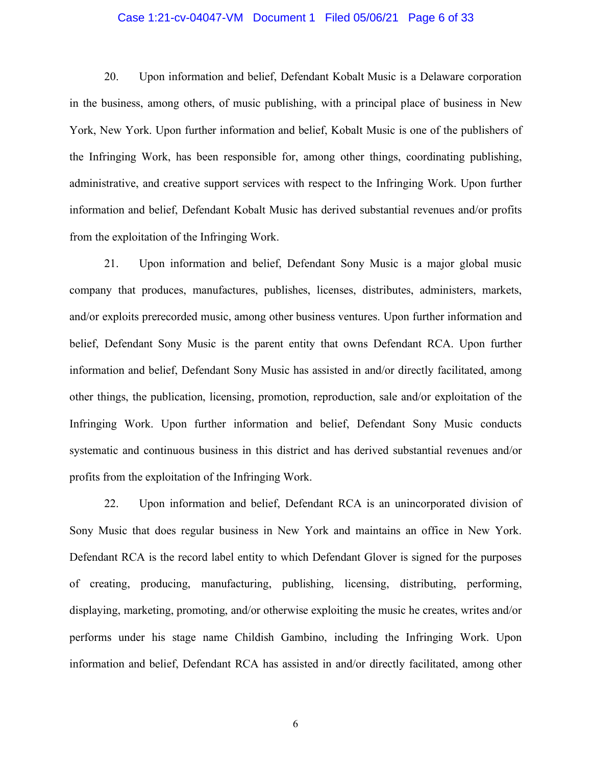20. Upon information and belief, Defendant Kobalt Music is a Delaware corporation in the business, among others, of music publishing, with a principal place of business in New York, New York. Upon further information and belief, Kobalt Music is one of the publishers of the Infringing Work, has been responsible for, among other things, coordinating publishing, administrative, and creative support services with respect to the Infringing Work. Upon further information and belief, Defendant Kobalt Music has derived substantial revenues and/or profits from the exploitation of the Infringing Work.

21. Upon information and belief, Defendant Sony Music is a major global music company that produces, manufactures, publishes, licenses, distributes, administers, markets, and/or exploits prerecorded music, among other business ventures. Upon further information and belief, Defendant Sony Music is the parent entity that owns Defendant RCA. Upon further information and belief, Defendant Sony Music has assisted in and/or directly facilitated, among other things, the publication, licensing, promotion, reproduction, sale and/or exploitation of the Infringing Work. Upon further information and belief, Defendant Sony Music conducts systematic and continuous business in this district and has derived substantial revenues and/or profits from the exploitation of the Infringing Work.

22. Upon information and belief, Defendant RCA is an unincorporated division of Sony Music that does regular business in New York and maintains an office in New York. Defendant RCA is the record label entity to which Defendant Glover is signed for the purposes of creating, producing, manufacturing, publishing, licensing, distributing, performing, displaying, marketing, promoting, and/or otherwise exploiting the music he creates, writes and/or performs under his stage name Childish Gambino, including the Infringing Work. Upon information and belief, Defendant RCA has assisted in and/or directly facilitated, among other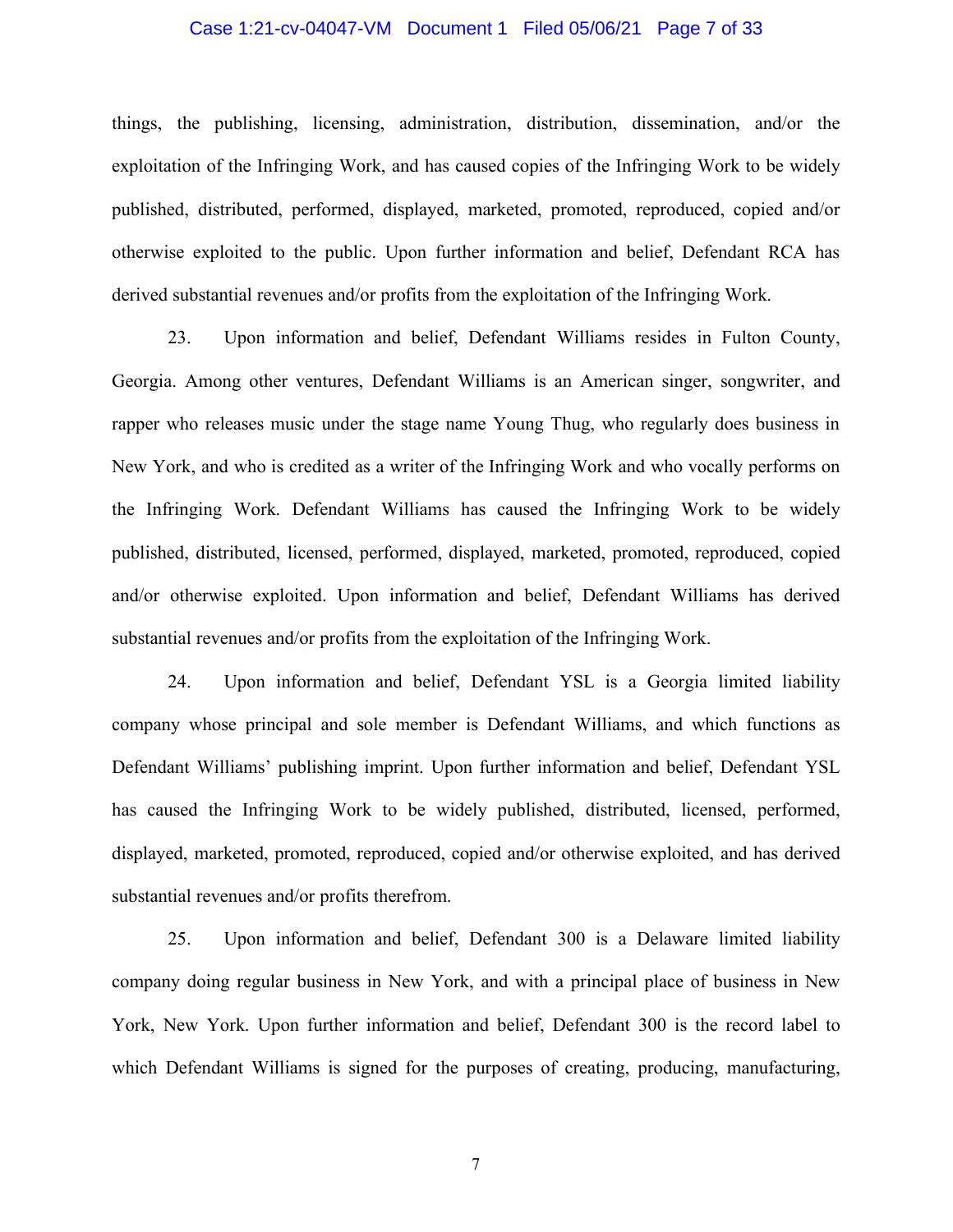things, the publishing, licensing, administration, distribution, dissemination, and/or the exploitation of the Infringing Work, and has caused copies of the Infringing Work to be widely published, distributed, performed, displayed, marketed, promoted, reproduced, copied and/or otherwise exploited to the public. Upon further information and belief, Defendant RCA has derived substantial revenues and/or profits from the exploitation of the Infringing Work.

23. Upon information and belief, Defendant Williams resides in Fulton County, Georgia. Among other ventures, Defendant Williams is an American singer, songwriter, and rapper who releases music under the stage name Young Thug, who regularly does business in New York, and who is credited as a writer of the Infringing Work and who vocally performs on the Infringing Work. Defendant Williams has caused the Infringing Work to be widely published, distributed, licensed, performed, displayed, marketed, promoted, reproduced, copied and/or otherwise exploited. Upon information and belief, Defendant Williams has derived substantial revenues and/or profits from the exploitation of the Infringing Work.

24. Upon information and belief, Defendant YSL is a Georgia limited liability company whose principal and sole member is Defendant Williams, and which functions as Defendant Williams' publishing imprint. Upon further information and belief, Defendant YSL has caused the Infringing Work to be widely published, distributed, licensed, performed, displayed, marketed, promoted, reproduced, copied and/or otherwise exploited, and has derived substantial revenues and/or profits therefrom.

25. Upon information and belief, Defendant 300 is a Delaware limited liability company doing regular business in New York, and with a principal place of business in New York, New York. Upon further information and belief, Defendant 300 is the record label to which Defendant Williams is signed for the purposes of creating, producing, manufacturing,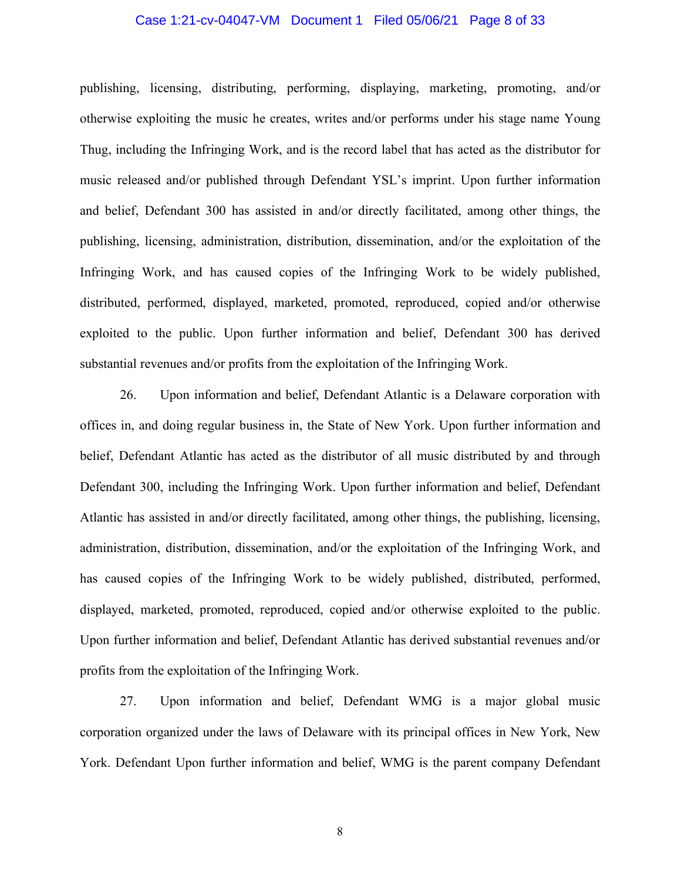publishing, licensing, distributing, performing, displaying, marketing, promoting, and/or otherwise exploiting the music he creates, writes and/or performs under his stage name Young Thug, including the Infringing Work, and is the record label that has acted as the distributor for music released and/or published through Defendant YSL's imprint. Upon further information and belief, Defendant 300 has assisted in and/or directly facilitated, among other things, the publishing, licensing, administration, distribution, dissemination, and/or the exploitation of the Infringing Work, and has caused copies of the Infringing Work to be widely published, distributed, performed, displayed, marketed, promoted, reproduced, copied and/or otherwise exploited to the public. Upon further information and belief, Defendant 300 has derived substantial revenues and/or profits from the exploitation of the Infringing Work.

26. Upon information and belief, Defendant Atlantic is a Delaware corporation with offices in, and doing regular business in, the State of New York. Upon further information and belief, Defendant Atlantic has acted as the distributor of all music distributed by and through Defendant 300, including the Infringing Work. Upon further information and belief, Defendant Atlantic has assisted in and/or directly facilitated, among other things, the publishing, licensing, administration, distribution, dissemination, and/or the exploitation of the Infringing Work, and has caused copies of the Infringing Work to be widely published, distributed, performed, displayed, marketed, promoted, reproduced, copied and/or otherwise exploited to the public. Upon further information and belief, Defendant Atlantic has derived substantial revenues and/or profits from the exploitation of the Infringing Work.

27. Upon information and belief, Defendant WMG is a major global music corporation organized under the laws of Delaware with its principal offices in New York, New York. Defendant Upon further information and belief, WMG is the parent company Defendant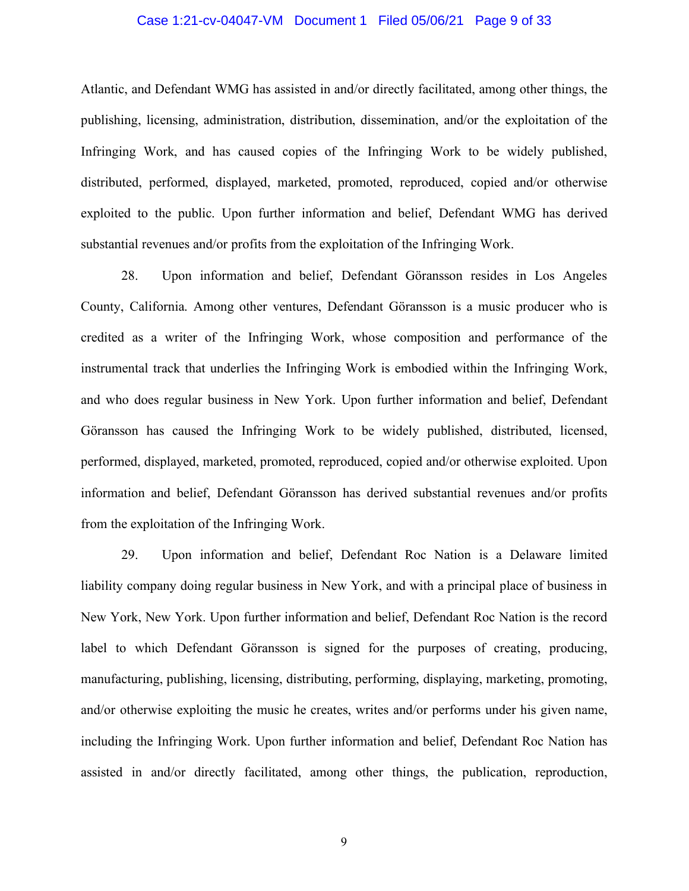Atlantic, and Defendant WMG has assisted in and/or directly facilitated, among other things, the publishing, licensing, administration, distribution, dissemination, and/or the exploitation of the Infringing Work, and has caused copies of the Infringing Work to be widely published, distributed, performed, displayed, marketed, promoted, reproduced, copied and/or otherwise exploited to the public. Upon further information and belief, Defendant WMG has derived substantial revenues and/or profits from the exploitation of the Infringing Work.

28. Upon information and belief, Defendant Göransson resides in Los Angeles County, California. Among other ventures, Defendant Göransson is a music producer who is credited as a writer of the Infringing Work, whose composition and performance of the instrumental track that underlies the Infringing Work is embodied within the Infringing Work, and who does regular business in New York. Upon further information and belief, Defendant Göransson has caused the Infringing Work to be widely published, distributed, licensed, performed, displayed, marketed, promoted, reproduced, copied and/or otherwise exploited. Upon information and belief, Defendant Göransson has derived substantial revenues and/or profits from the exploitation of the Infringing Work.

29. Upon information and belief, Defendant Roc Nation is a Delaware limited liability company doing regular business in New York, and with a principal place of business in New York, New York. Upon further information and belief, Defendant Roc Nation is the record label to which Defendant Göransson is signed for the purposes of creating, producing, manufacturing, publishing, licensing, distributing, performing, displaying, marketing, promoting, and/or otherwise exploiting the music he creates, writes and/or performs under his given name, including the Infringing Work. Upon further information and belief, Defendant Roc Nation has assisted in and/or directly facilitated, among other things, the publication, reproduction,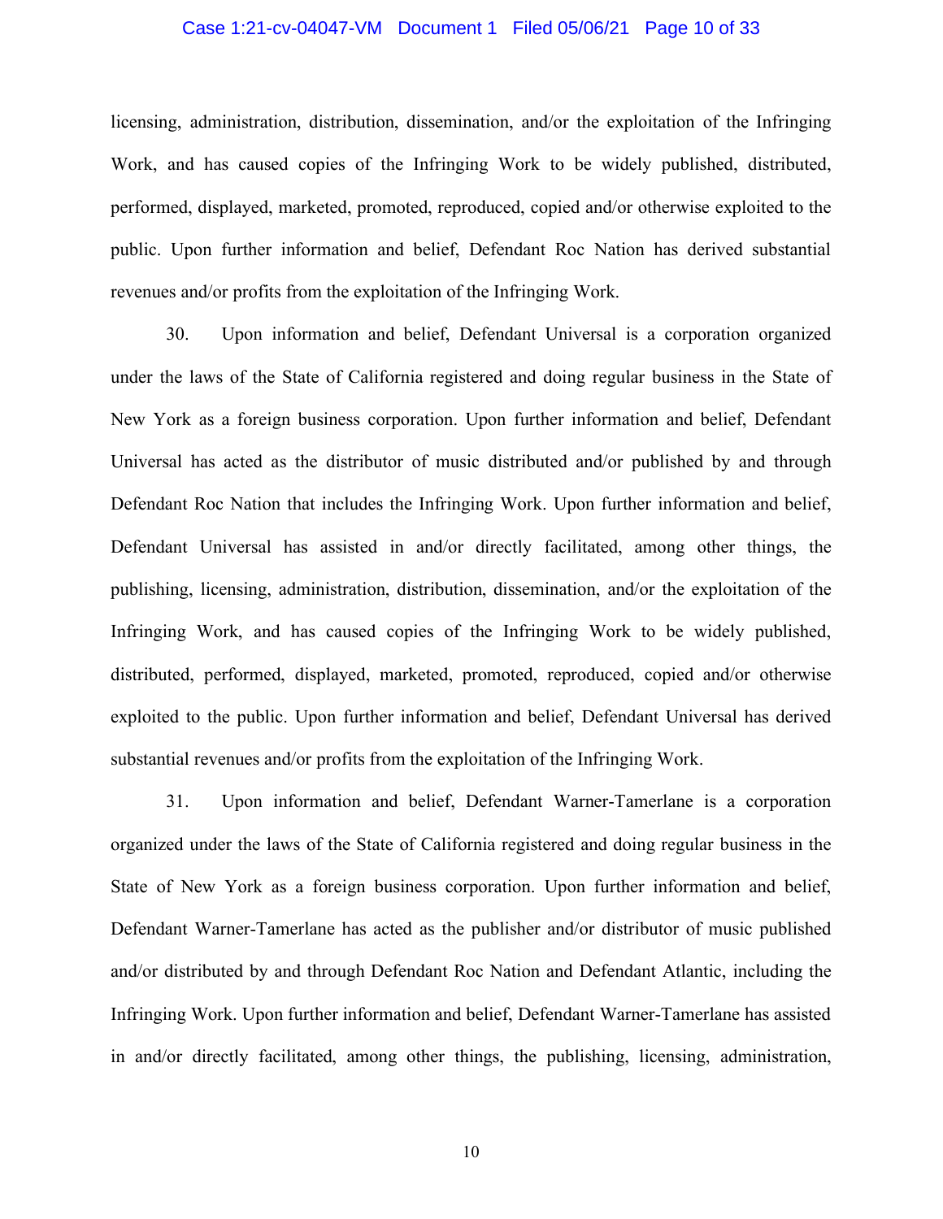licensing, administration, distribution, dissemination, and/or the exploitation of the Infringing Work, and has caused copies of the Infringing Work to be widely published, distributed, performed, displayed, marketed, promoted, reproduced, copied and/or otherwise exploited to the public. Upon further information and belief, Defendant Roc Nation has derived substantial revenues and/or profits from the exploitation of the Infringing Work.

30. Upon information and belief, Defendant Universal is a corporation organized under the laws of the State of California registered and doing regular business in the State of New York as a foreign business corporation. Upon further information and belief, Defendant Universal has acted as the distributor of music distributed and/or published by and through Defendant Roc Nation that includes the Infringing Work. Upon further information and belief, Defendant Universal has assisted in and/or directly facilitated, among other things, the publishing, licensing, administration, distribution, dissemination, and/or the exploitation of the Infringing Work, and has caused copies of the Infringing Work to be widely published, distributed, performed, displayed, marketed, promoted, reproduced, copied and/or otherwise exploited to the public. Upon further information and belief, Defendant Universal has derived substantial revenues and/or profits from the exploitation of the Infringing Work.

31. Upon information and belief, Defendant Warner-Tamerlane is a corporation organized under the laws of the State of California registered and doing regular business in the State of New York as a foreign business corporation. Upon further information and belief, Defendant Warner-Tamerlane has acted as the publisher and/or distributor of music published and/or distributed by and through Defendant Roc Nation and Defendant Atlantic, including the Infringing Work. Upon further information and belief, Defendant Warner-Tamerlane has assisted in and/or directly facilitated, among other things, the publishing, licensing, administration,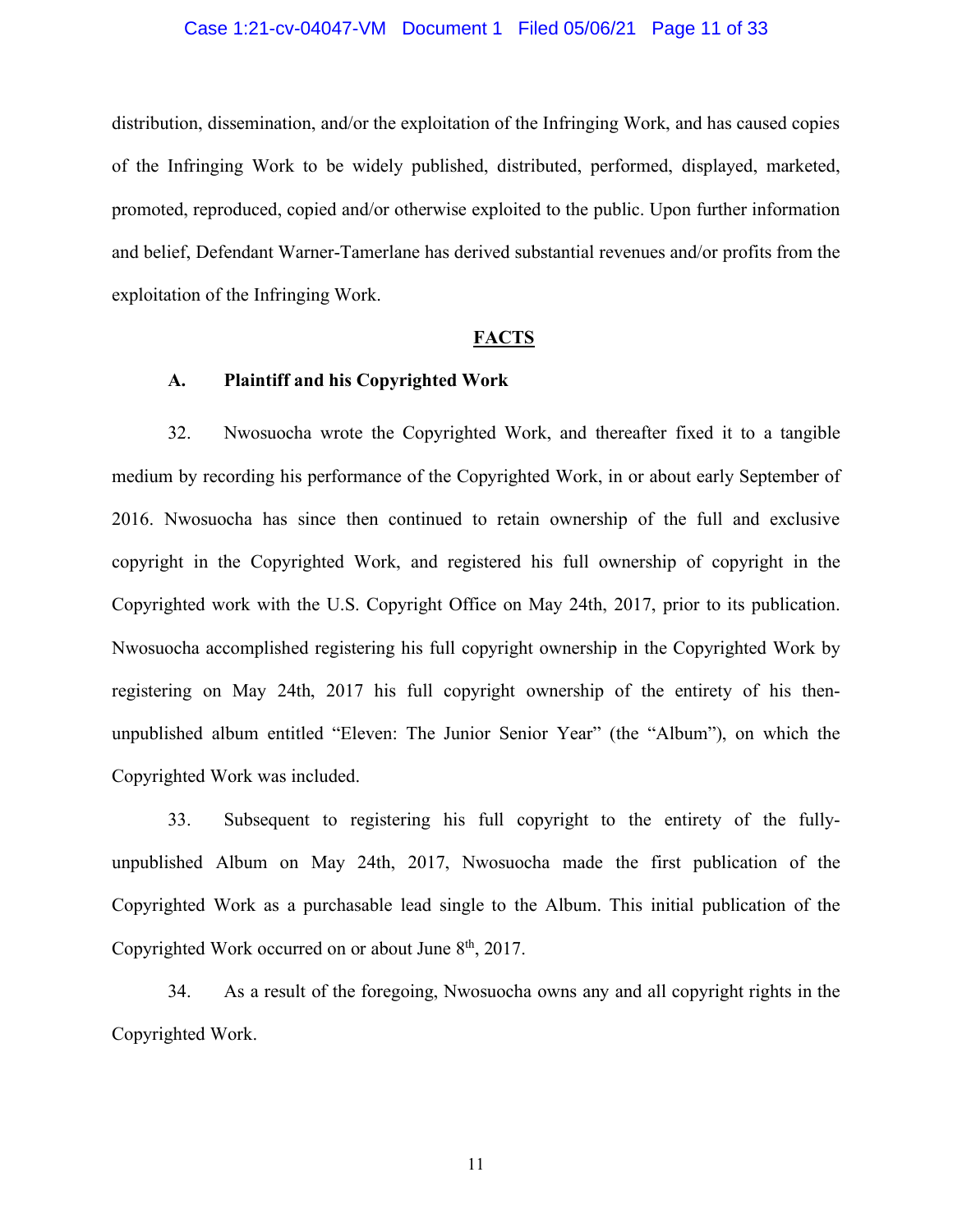distribution, dissemination, and/or the exploitation of the Infringing Work, and has caused copies of the Infringing Work to be widely published, distributed, performed, displayed, marketed, promoted, reproduced, copied and/or otherwise exploited to the public. Upon further information and belief, Defendant Warner-Tamerlane has derived substantial revenues and/or profits from the exploitation of the Infringing Work.

## FACTS

### A. Plaintiff and his Copyrighted Work

32. Nwosuocha wrote the Copyrighted Work, and thereafter fixed it to a tangible medium by recording his performance of the Copyrighted Work, in or about early September of 2016. Nwosuocha has since then continued to retain ownership of the full and exclusive copyright in the Copyrighted Work, and registered his full ownership of copyright in the Copyrighted work with the U.S. Copyright Office on May 24th, 2017, prior to its publication. Nwosuocha accomplished registering his full copyright ownership in the Copyrighted Work by registering on May 24th, 2017 his full copyright ownership of the entirety of his then-unpublished album entitled "Eleven: The Junior Senior Year" (the "Album"), on which the Copyrighted Work was included.

33. Subsequent to registering his full copyright to the entirety of the fully-unpublished Album on May 24th, 2017, Nwosuocha made the first publication of the Copyrighted Work as a purchasable lead single to the Album. This initial publication of the Copyrighted Work occurred on or about June 8th, 2017.

34. As a result of the foregoing, Nwosuocha owns any and all copyright rights in the Copyrighted Work.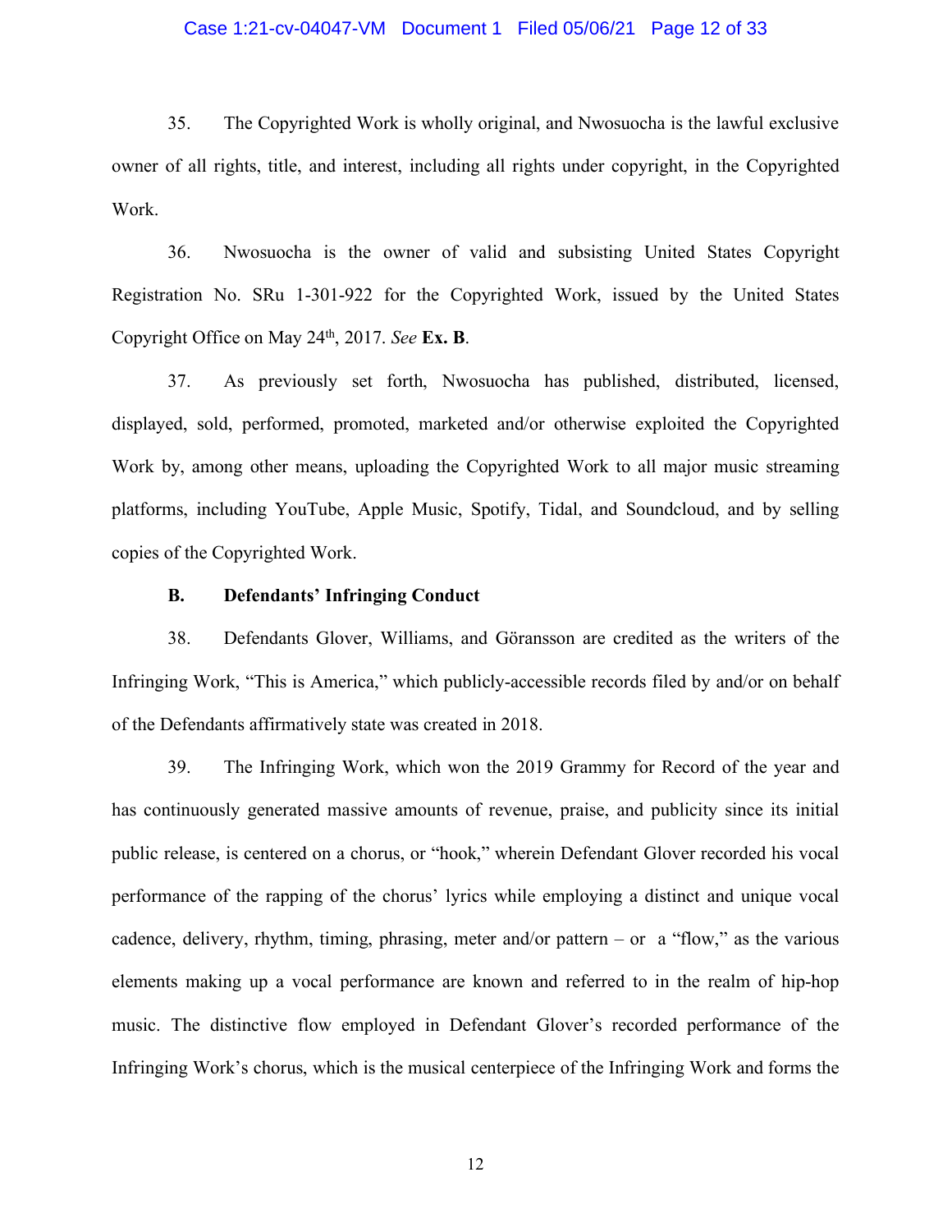35. The Copyrighted Work is wholly original, and Nwosuocha is the lawful exclusive owner of all rights, title, and interest, including all rights under copyright, in the Copyrighted Work.

36. Nwosuocha is the owner of valid and subsisting United States Copyright Registration No. SRu 1-301-922 for the Copyrighted Work, issued by the United States Copyright Office on May 24th, 2017. *See* **Ex. B**.

37. As previously set forth, Nwosuocha has published, distributed, licensed, displayed, sold, performed, promoted, marketed and/or otherwise exploited the Copyrighted Work by, among other means, uploading the Copyrighted Work to all major music streaming platforms, including YouTube, Apple Music, Spotify, Tidal, and Soundcloud, and by selling copies of the Copyrighted Work.

### B. Defendants' Infringing Conduct

38. Defendants Glover, Williams, and Göransson are credited as the writers of the Infringing Work, "This is America," which publicly-accessible records filed by and/or on behalf of the Defendants affirmatively state was created in 2018.

39. The Infringing Work, which won the 2019 Grammy for Record of the year and has continuously generated massive amounts of revenue, praise, and publicity since its initial public release, is centered on a chorus, or "hook," wherein Defendant Glover recorded his vocal performance of the rapping of the chorus' lyrics while employing a distinct and unique vocal cadence, delivery, rhythm, timing, phrasing, meter and/or pattern – or a "flow," as the various elements making up a vocal performance are known and referred to in the realm of hip-hop music. The distinctive flow employed in Defendant Glover's recorded performance of the Infringing Work's chorus, which is the musical centerpiece of the Infringing Work and forms the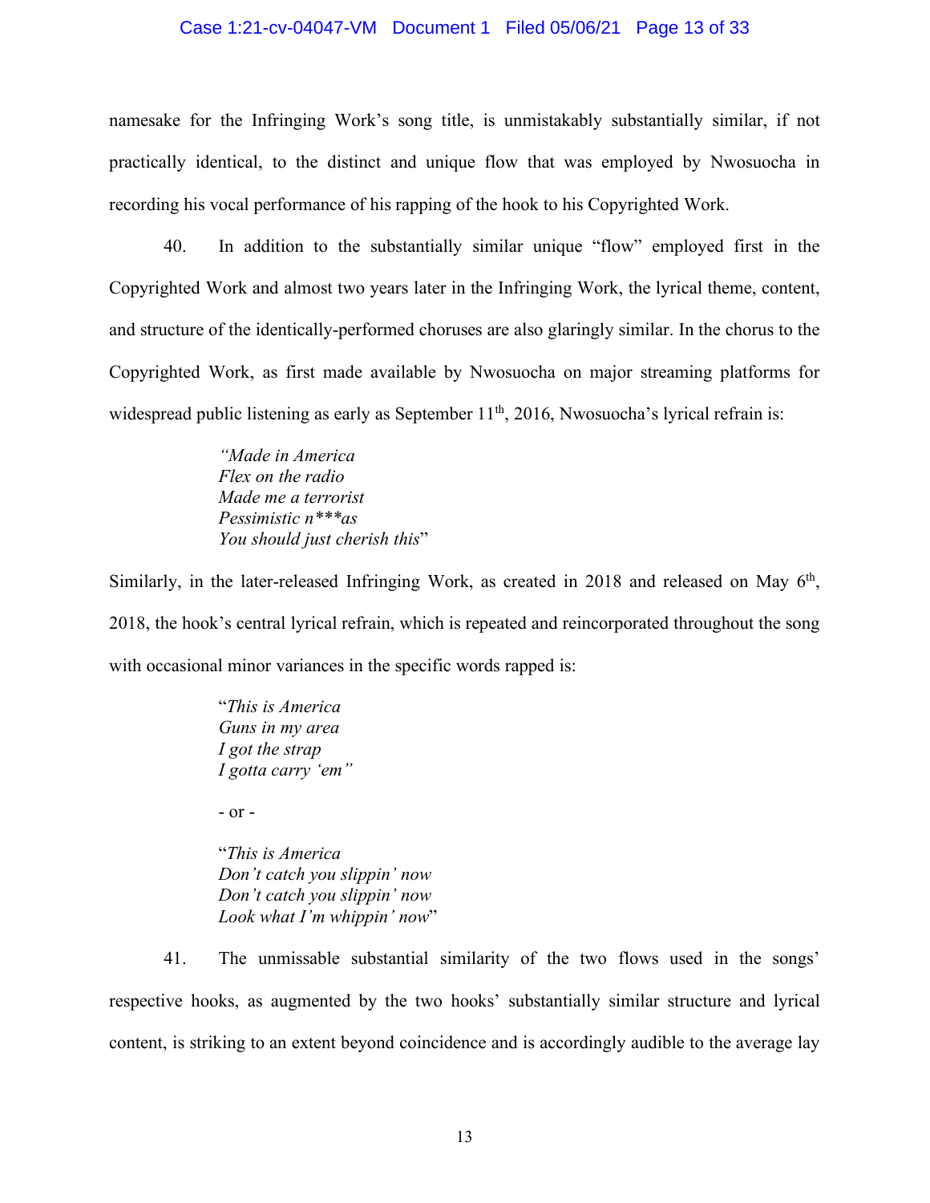namesake for the Infringing Work's song title, is unmistakably substantially similar, if not practically identical, to the distinct and unique flow that was employed by Nwosuocha in recording his vocal performance of his rapping of the hook to his Copyrighted Work.

40. In addition to the substantially similar unique "flow" employed first in the Copyrighted Work and almost two years later in the Infringing Work, the lyrical theme, content, and structure of the identically-performed choruses are also glaringly similar. In the chorus to the Copyrighted Work, as first made available by Nwosuocha on major streaming platforms for widespread public listening as early as September 11th, 2016, Nwosuocha's lyrical refrain is:

> *"Made in America*
> *Flex on the radio*
> *Made me a terrorist*
> *Pessimistic n\*\*\*as*
> *You should just cherish this*"

Similarly, in the later-released Infringing Work, as created in 2018 and released on May 6th, 2018, the hook's central lyrical refrain, which is repeated and reincorporated throughout the song with occasional minor variances in the specific words rapped is:

> "*This is America*
> *Guns in my area*
> *I got the strap*
> *I gotta carry 'em"*
>
> \- or -
>
> "*This is America*
> *Don't catch you slippin' now*
> *Don't catch you slippin' now*
> *Look what I'm whippin' now*"

41. The unmissable substantial similarity of the two flows used in the songs' respective hooks, as augmented by the two hooks' substantially similar structure and lyrical content, is striking to an extent beyond coincidence and is accordingly audible to the average lay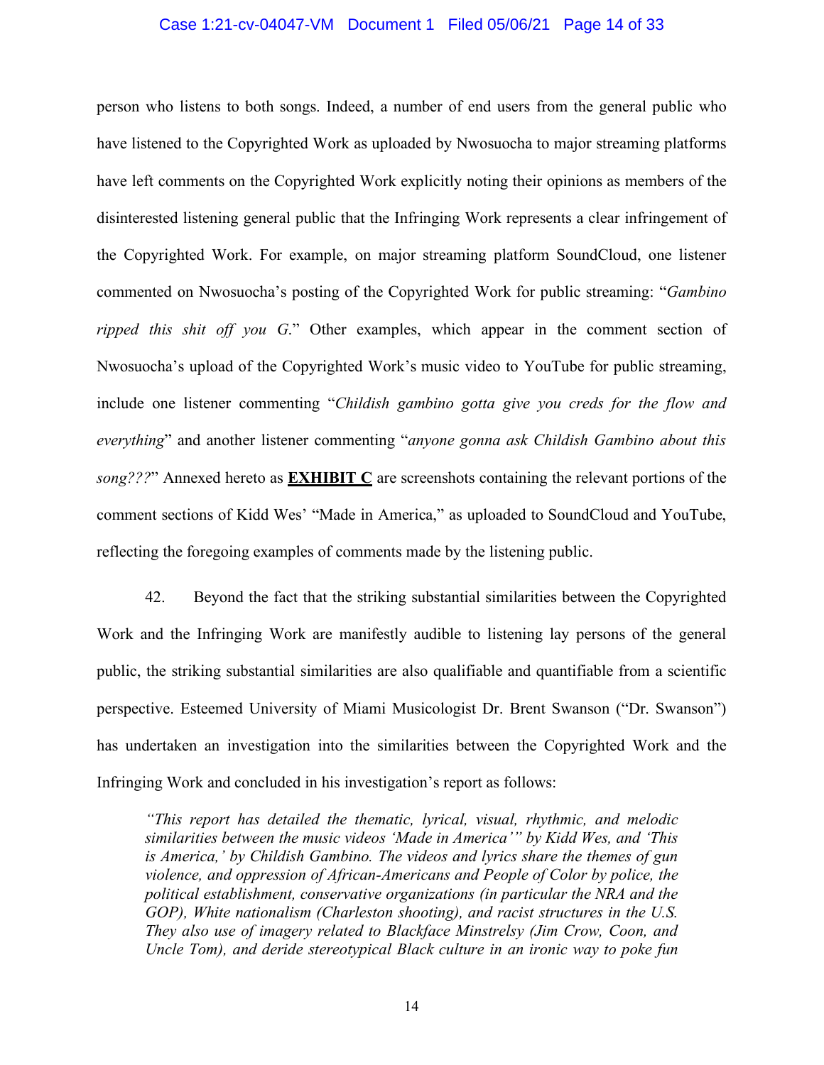person who listens to both songs. Indeed, a number of end users from the general public who have listened to the Copyrighted Work as uploaded by Nwosuocha to major streaming platforms have left comments on the Copyrighted Work explicitly noting their opinions as members of the disinterested listening general public that the Infringing Work represents a clear infringement of the Copyrighted Work. For example, on major streaming platform SoundCloud, one listener commented on Nwosuocha's posting of the Copyrighted Work for public streaming: "*Gambino ripped this shit off you G*." Other examples, which appear in the comment section of Nwosuocha's upload of the Copyrighted Work's music video to YouTube for public streaming, include one listener commenting "*Childish gambino gotta give you creds for the flow and everything*" and another listener commenting "*anyone gonna ask Childish Gambino about this song???*" Annexed hereto as **EXHIBIT C** are screenshots containing the relevant portions of the comment sections of Kidd Wes' "Made in America," as uploaded to SoundCloud and YouTube, reflecting the foregoing examples of comments made by the listening public.

42. Beyond the fact that the striking substantial similarities between the Copyrighted Work and the Infringing Work are manifestly audible to listening lay persons of the general public, the striking substantial similarities are also qualifiable and quantifiable from a scientific perspective. Esteemed University of Miami Musicologist Dr. Brent Swanson ("Dr. Swanson") has undertaken an investigation into the similarities between the Copyrighted Work and the Infringing Work and concluded in his investigation's report as follows:

> *"This report has detailed the thematic, lyrical, visual, rhythmic, and melodic similarities between the music videos 'Made in America'" by Kidd Wes, and 'This is America,' by Childish Gambino. The videos and lyrics share the themes of gun violence, and oppression of African-Americans and People of Color by police, the political establishment, conservative organizations (in particular the NRA and the GOP), White nationalism (Charleston shooting), and racist structures in the U.S. They also use of imagery related to Blackface Minstrelsy (Jim Crow, Coon, and Uncle Tom), and deride stereotypical Black culture in an ironic way to poke fun*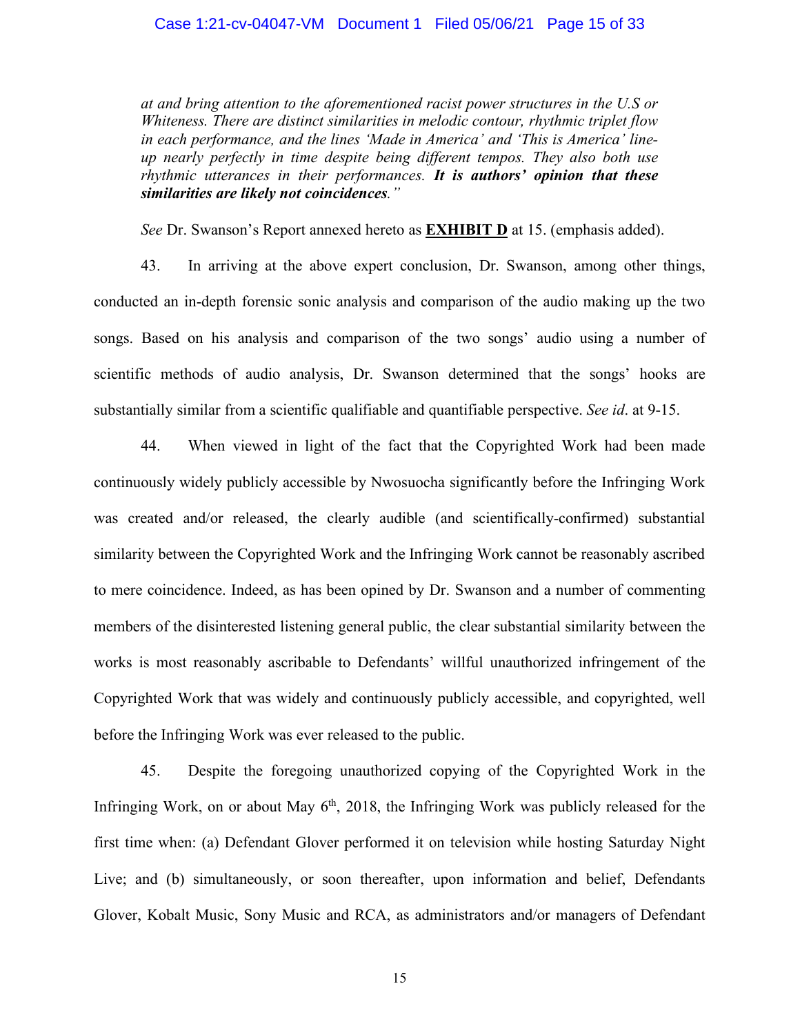*at and bring attention to the aforementioned racist power structures in the U.S or Whiteness. There are distinct similarities in melodic contour, rhythmic triplet flow in each performance, and the lines 'Made in America' and 'This is America' line-up nearly perfectly in time despite being different tempos. They also both use rhythmic utterances in their performances.* ***It is authors' opinion that these similarities are likely not coincidences****."*

*See* Dr. Swanson's Report annexed hereto as **EXHIBIT D** at 15. (emphasis added).

43. In arriving at the above expert conclusion, Dr. Swanson, among other things, conducted an in-depth forensic sonic analysis and comparison of the audio making up the two songs. Based on his analysis and comparison of the two songs' audio using a number of scientific methods of audio analysis, Dr. Swanson determined that the songs' hooks are substantially similar from a scientific qualifiable and quantifiable perspective. *See id*. at 9-15.

44. When viewed in light of the fact that the Copyrighted Work had been made continuously widely publicly accessible by Nwosuocha significantly before the Infringing Work was created and/or released, the clearly audible (and scientifically-confirmed) substantial similarity between the Copyrighted Work and the Infringing Work cannot be reasonably ascribed to mere coincidence. Indeed, as has been opined by Dr. Swanson and a number of commenting members of the disinterested listening general public, the clear substantial similarity between the works is most reasonably ascribable to Defendants' willful unauthorized infringement of the Copyrighted Work that was widely and continuously publicly accessible, and copyrighted, well before the Infringing Work was ever released to the public.

45. Despite the foregoing unauthorized copying of the Copyrighted Work in the Infringing Work, on or about May 6th, 2018, the Infringing Work was publicly released for the first time when: (a) Defendant Glover performed it on television while hosting Saturday Night Live; and (b) simultaneously, or soon thereafter, upon information and belief, Defendants Glover, Kobalt Music, Sony Music and RCA, as administrators and/or managers of Defendant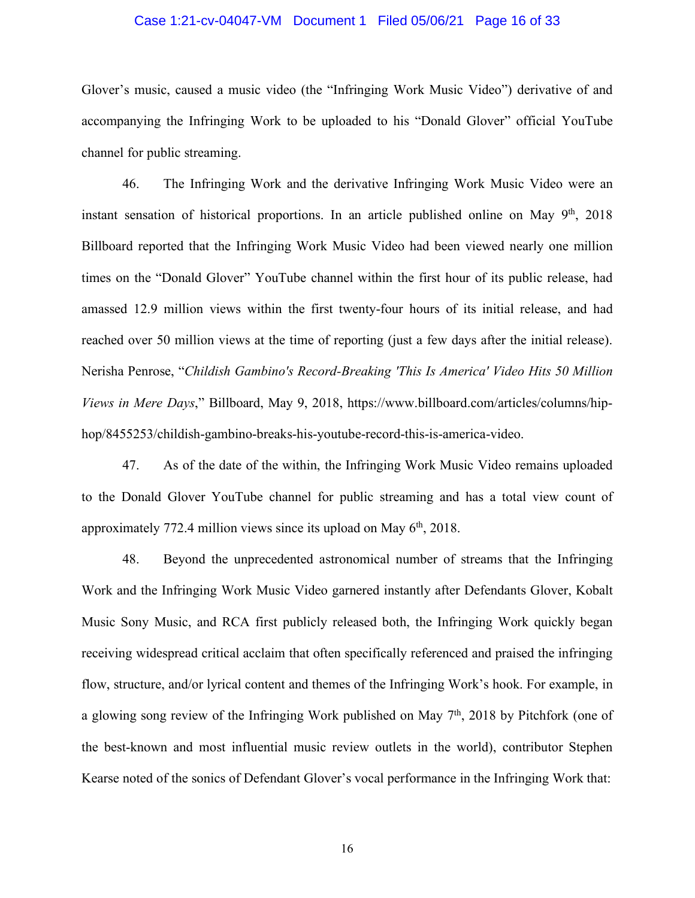Glover's music, caused a music video (the "Infringing Work Music Video") derivative of and accompanying the Infringing Work to be uploaded to his "Donald Glover" official YouTube channel for public streaming.

46. The Infringing Work and the derivative Infringing Work Music Video were an instant sensation of historical proportions. In an article published online on May 9th, 2018 Billboard reported that the Infringing Work Music Video had been viewed nearly one million times on the "Donald Glover" YouTube channel within the first hour of its public release, had amassed 12.9 million views within the first twenty-four hours of its initial release, and had reached over 50 million views at the time of reporting (just a few days after the initial release). Nerisha Penrose, "*Childish Gambino's Record-Breaking 'This Is America' Video Hits 50 Million Views in Mere Days*," Billboard, May 9, 2018, https://www.billboard.com/articles/columns/hip-hop/8455253/childish-gambino-breaks-his-youtube-record-this-is-america-video.

47. As of the date of the within, the Infringing Work Music Video remains uploaded to the Donald Glover YouTube channel for public streaming and has a total view count of approximately 772.4 million views since its upload on May 6th, 2018.

48. Beyond the unprecedented astronomical number of streams that the Infringing Work and the Infringing Work Music Video garnered instantly after Defendants Glover, Kobalt Music Sony Music, and RCA first publicly released both, the Infringing Work quickly began receiving widespread critical acclaim that often specifically referenced and praised the infringing flow, structure, and/or lyrical content and themes of the Infringing Work's hook. For example, in a glowing song review of the Infringing Work published on May 7th, 2018 by Pitchfork (one of the best-known and most influential music review outlets in the world), contributor Stephen Kearse noted of the sonics of Defendant Glover's vocal performance in the Infringing Work that: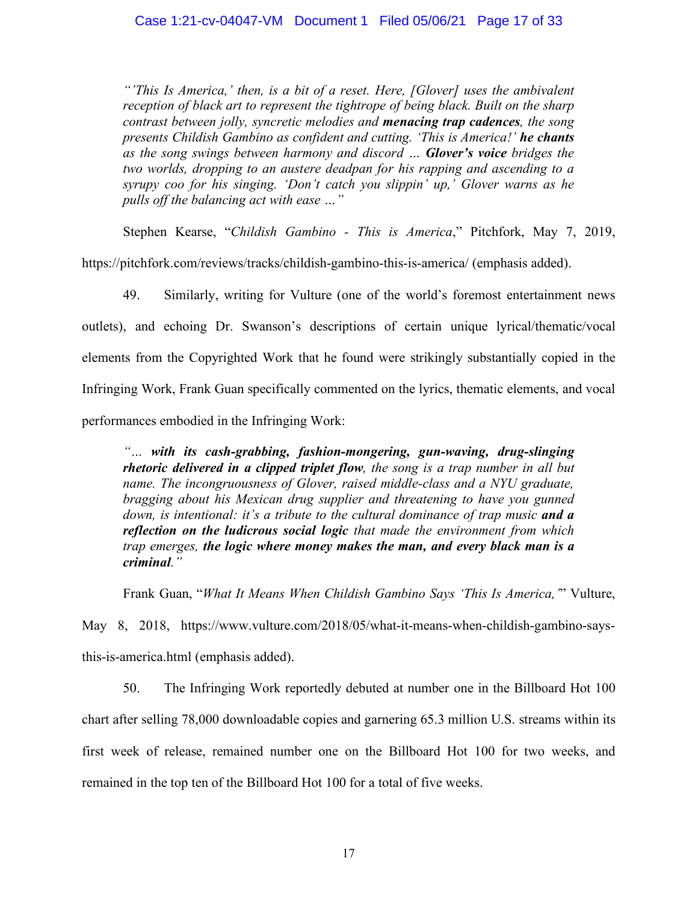> *"'This Is America,' then, is a bit of a reset. Here, [Glover] uses the ambivalent reception of black art to represent the tightrope of being black. Built on the sharp contrast between jolly, syncretic melodies and* ***menacing trap cadences****, the song presents Childish Gambino as confident and cutting. 'This is America!'* ***he chants*** *as the song swings between harmony and discord …* ***Glover's voice*** *bridges the two worlds, dropping to an austere deadpan for his rapping and ascending to a syrupy coo for his singing. 'Don't catch you slippin' up,' Glover warns as he pulls off the balancing act with ease …"*

Stephen Kearse, "*Childish Gambino - This is America*," Pitchfork, May 7, 2019, https://pitchfork.com/reviews/tracks/childish-gambino-this-is-america/ (emphasis added).

49. Similarly, writing for Vulture (one of the world's foremost entertainment news outlets), and echoing Dr. Swanson's descriptions of certain unique lyrical/thematic/vocal elements from the Copyrighted Work that he found were strikingly substantially copied in the Infringing Work, Frank Guan specifically commented on the lyrics, thematic elements, and vocal performances embodied in the Infringing Work:

> *"…* ***with its cash-grabbing, fashion-mongering, gun-waving, drug-slinging rhetoric delivered in a clipped triplet flow****, the song is a trap number in all but name. The incongruousness of Glover, raised middle-class and a NYU graduate, bragging about his Mexican drug supplier and threatening to have you gunned down, is intentional: it's a tribute to the cultural dominance of trap music* ***and a reflection on the ludicrous social logic*** *that made the environment from which trap emerges,* ***the logic where money makes the man, and every black man is a criminal****."*

Frank Guan, "*What It Means When Childish Gambino Says 'This Is America,'*" Vulture, May 8, 2018, https://www.vulture.com/2018/05/what-it-means-when-childish-gambino-says-this-is-america.html (emphasis added).

50. The Infringing Work reportedly debuted at number one in the Billboard Hot 100 chart after selling 78,000 downloadable copies and garnering 65.3 million U.S. streams within its first week of release, remained number one on the Billboard Hot 100 for two weeks, and remained in the top ten of the Billboard Hot 100 for a total of five weeks.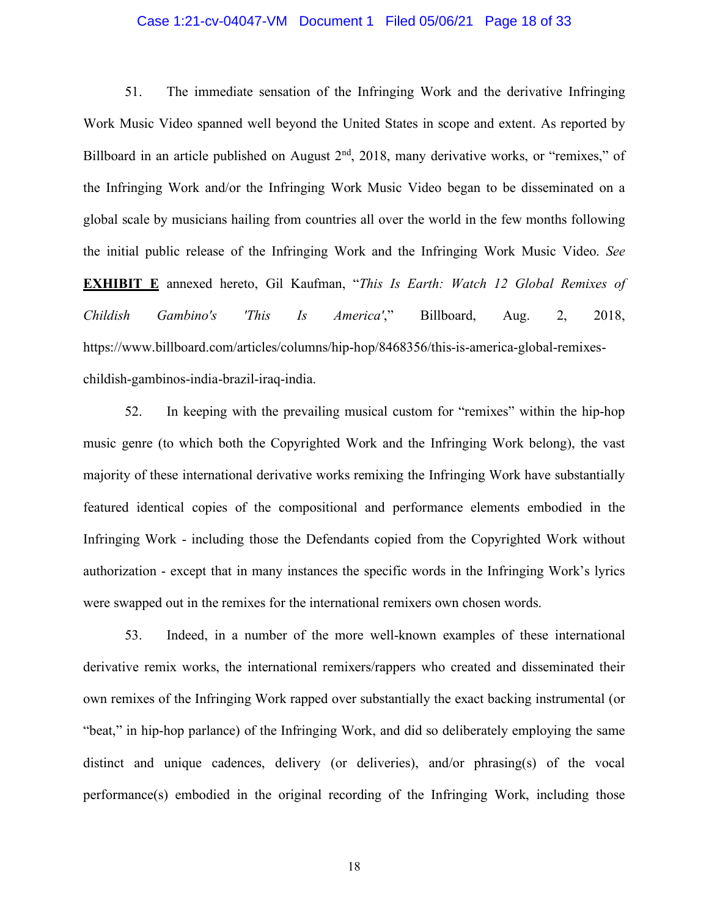51. The immediate sensation of the Infringing Work and the derivative Infringing Work Music Video spanned well beyond the United States in scope and extent. As reported by Billboard in an article published on August 2nd, 2018, many derivative works, or "remixes," of the Infringing Work and/or the Infringing Work Music Video began to be disseminated on a global scale by musicians hailing from countries all over the world in the few months following the initial public release of the Infringing Work and the Infringing Work Music Video. *See* **EXHIBIT E** annexed hereto, Gil Kaufman, "*This Is Earth: Watch 12 Global Remixes of Childish Gambino's 'This Is America'*," Billboard, Aug. 2, 2018, https://www.billboard.com/articles/columns/hip-hop/8468356/this-is-america-global-remixes-childish-gambinos-india-brazil-iraq-india.

52. In keeping with the prevailing musical custom for "remixes" within the hip-hop music genre (to which both the Copyrighted Work and the Infringing Work belong), the vast majority of these international derivative works remixing the Infringing Work have substantially featured identical copies of the compositional and performance elements embodied in the Infringing Work - including those the Defendants copied from the Copyrighted Work without authorization - except that in many instances the specific words in the Infringing Work's lyrics were swapped out in the remixes for the international remixers own chosen words.

53. Indeed, in a number of the more well-known examples of these international derivative remix works, the international remixers/rappers who created and disseminated their own remixes of the Infringing Work rapped over substantially the exact backing instrumental (or "beat," in hip-hop parlance) of the Infringing Work, and did so deliberately employing the same distinct and unique cadences, delivery (or deliveries), and/or phrasing(s) of the vocal performance(s) embodied in the original recording of the Infringing Work, including those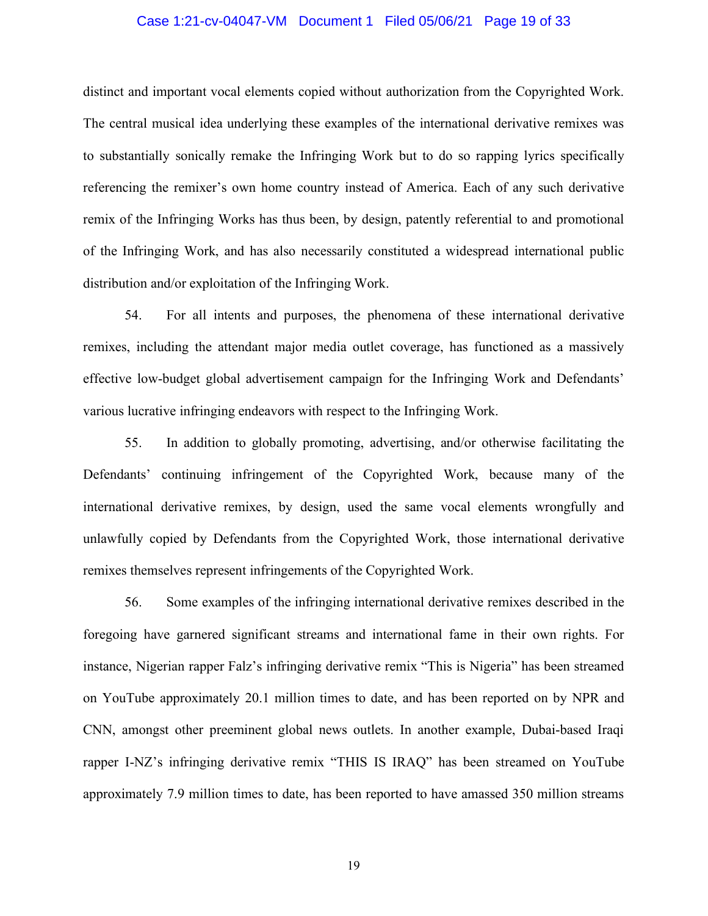distinct and important vocal elements copied without authorization from the Copyrighted Work. The central musical idea underlying these examples of the international derivative remixes was to substantially sonically remake the Infringing Work but to do so rapping lyrics specifically referencing the remixer's own home country instead of America. Each of any such derivative remix of the Infringing Works has thus been, by design, patently referential to and promotional of the Infringing Work, and has also necessarily constituted a widespread international public distribution and/or exploitation of the Infringing Work.

54. For all intents and purposes, the phenomena of these international derivative remixes, including the attendant major media outlet coverage, has functioned as a massively effective low-budget global advertisement campaign for the Infringing Work and Defendants' various lucrative infringing endeavors with respect to the Infringing Work.

55. In addition to globally promoting, advertising, and/or otherwise facilitating the Defendants' continuing infringement of the Copyrighted Work, because many of the international derivative remixes, by design, used the same vocal elements wrongfully and unlawfully copied by Defendants from the Copyrighted Work, those international derivative remixes themselves represent infringements of the Copyrighted Work.

56. Some examples of the infringing international derivative remixes described in the foregoing have garnered significant streams and international fame in their own rights. For instance, Nigerian rapper Falz's infringing derivative remix "This is Nigeria" has been streamed on YouTube approximately 20.1 million times to date, and has been reported on by NPR and CNN, amongst other preeminent global news outlets. In another example, Dubai-based Iraqi rapper I-NZ's infringing derivative remix "THIS IS IRAQ" has been streamed on YouTube approximately 7.9 million times to date, has been reported to have amassed 350 million streams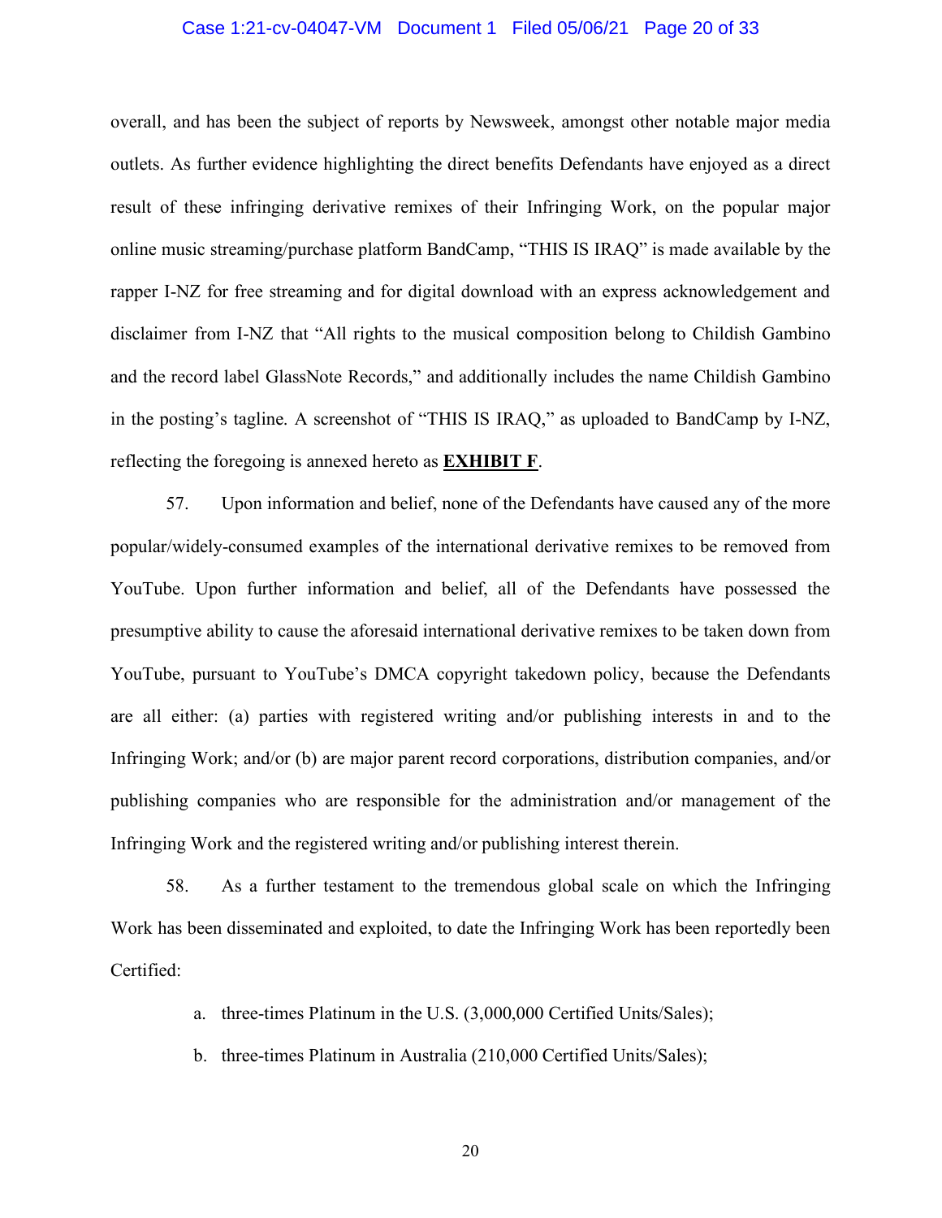overall, and has been the subject of reports by Newsweek, amongst other notable major media outlets. As further evidence highlighting the direct benefits Defendants have enjoyed as a direct result of these infringing derivative remixes of their Infringing Work, on the popular major online music streaming/purchase platform BandCamp, "THIS IS IRAQ" is made available by the rapper I-NZ for free streaming and for digital download with an express acknowledgement and disclaimer from I-NZ that "All rights to the musical composition belong to Childish Gambino and the record label GlassNote Records," and additionally includes the name Childish Gambino in the posting's tagline. A screenshot of "THIS IS IRAQ," as uploaded to BandCamp by I-NZ, reflecting the foregoing is annexed hereto as **EXHIBIT F**.

57. Upon information and belief, none of the Defendants have caused any of the more popular/widely-consumed examples of the international derivative remixes to be removed from YouTube. Upon further information and belief, all of the Defendants have possessed the presumptive ability to cause the aforesaid international derivative remixes to be taken down from YouTube, pursuant to YouTube's DMCA copyright takedown policy, because the Defendants are all either: (a) parties with registered writing and/or publishing interests in and to the Infringing Work; and/or (b) are major parent record corporations, distribution companies, and/or publishing companies who are responsible for the administration and/or management of the Infringing Work and the registered writing and/or publishing interest therein.

58. As a further testament to the tremendous global scale on which the Infringing Work has been disseminated and exploited, to date the Infringing Work has been reportedly been Certified:

a. three-times Platinum in the U.S. (3,000,000 Certified Units/Sales);

b. three-times Platinum in Australia (210,000 Certified Units/Sales);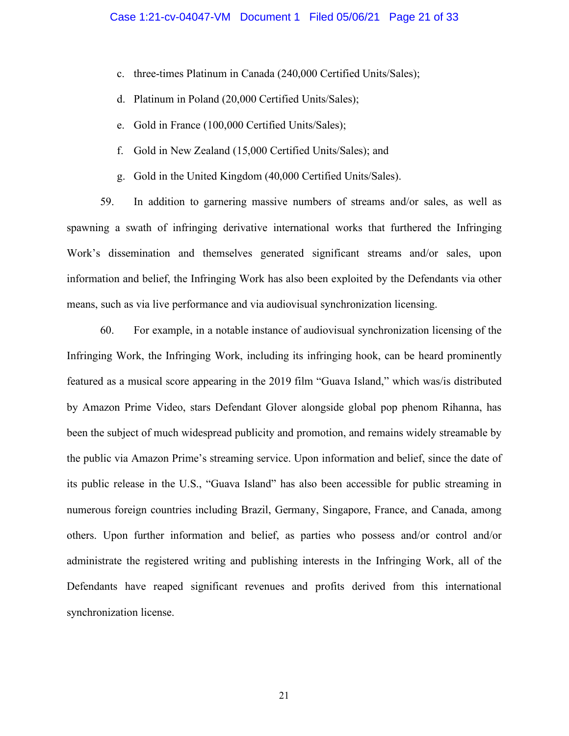c. three-times Platinum in Canada (240,000 Certified Units/Sales);

d. Platinum in Poland (20,000 Certified Units/Sales);

e. Gold in France (100,000 Certified Units/Sales);

f. Gold in New Zealand (15,000 Certified Units/Sales); and

g. Gold in the United Kingdom (40,000 Certified Units/Sales).

59. In addition to garnering massive numbers of streams and/or sales, as well as spawning a swath of infringing derivative international works that furthered the Infringing Work's dissemination and themselves generated significant streams and/or sales, upon information and belief, the Infringing Work has also been exploited by the Defendants via other means, such as via live performance and via audiovisual synchronization licensing.

60. For example, in a notable instance of audiovisual synchronization licensing of the Infringing Work, the Infringing Work, including its infringing hook, can be heard prominently featured as a musical score appearing in the 2019 film "Guava Island," which was/is distributed by Amazon Prime Video, stars Defendant Glover alongside global pop phenom Rihanna, has been the subject of much widespread publicity and promotion, and remains widely streamable by the public via Amazon Prime's streaming service. Upon information and belief, since the date of its public release in the U.S., "Guava Island" has also been accessible for public streaming in numerous foreign countries including Brazil, Germany, Singapore, France, and Canada, among others. Upon further information and belief, as parties who possess and/or control and/or administrate the registered writing and publishing interests in the Infringing Work, all of the Defendants have reaped significant revenues and profits derived from this international synchronization license.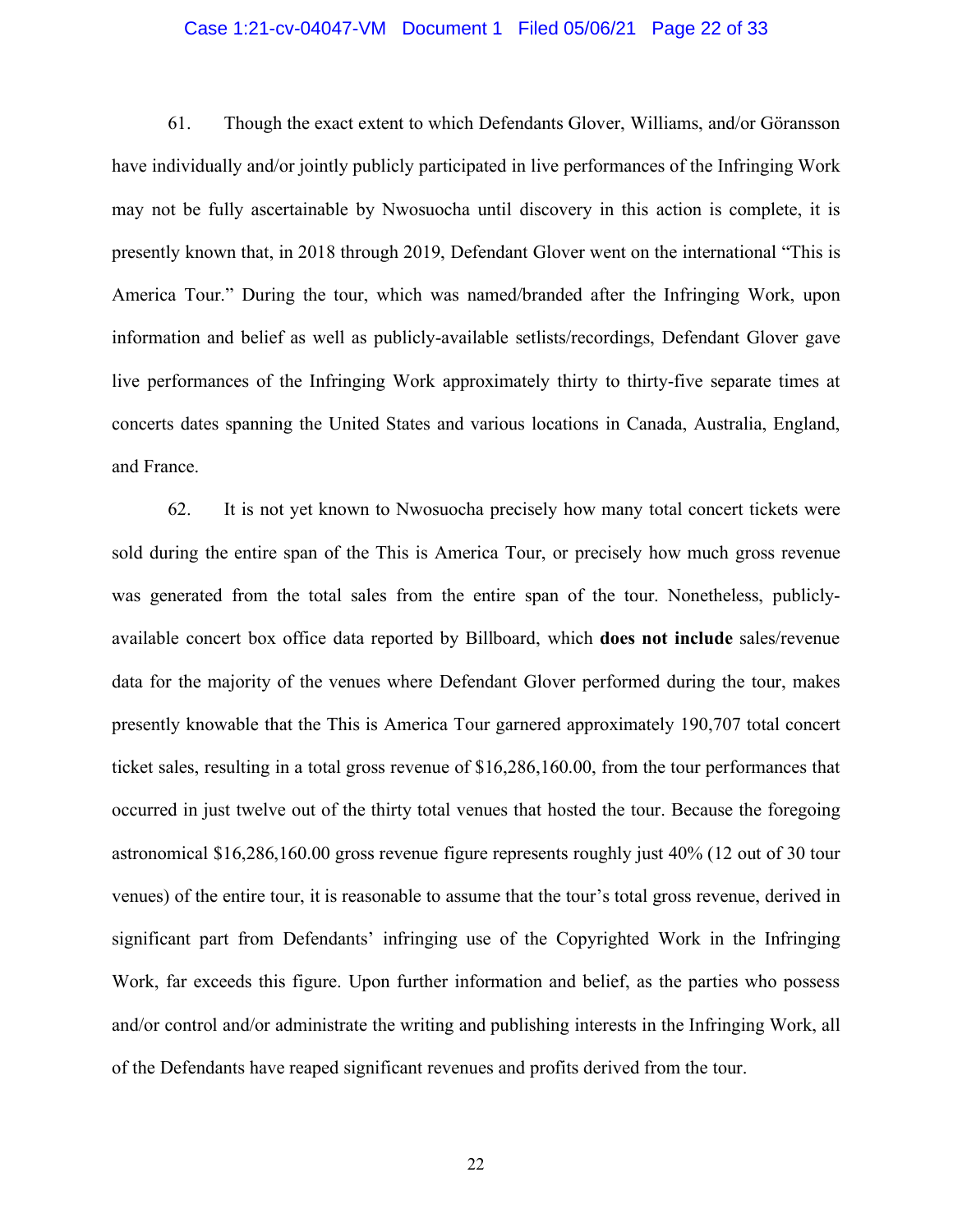61. Though the exact extent to which Defendants Glover, Williams, and/or Göransson have individually and/or jointly publicly participated in live performances of the Infringing Work may not be fully ascertainable by Nwosuocha until discovery in this action is complete, it is presently known that, in 2018 through 2019, Defendant Glover went on the international "This is America Tour." During the tour, which was named/branded after the Infringing Work, upon information and belief as well as publicly-available setlists/recordings, Defendant Glover gave live performances of the Infringing Work approximately thirty to thirty-five separate times at concerts dates spanning the United States and various locations in Canada, Australia, England, and France.

62. It is not yet known to Nwosuocha precisely how many total concert tickets were sold during the entire span of the This is America Tour, or precisely how much gross revenue was generated from the total sales from the entire span of the tour. Nonetheless, publicly-available concert box office data reported by Billboard, which **does not include** sales/revenue data for the majority of the venues where Defendant Glover performed during the tour, makes presently knowable that the This is America Tour garnered approximately 190,707 total concert ticket sales, resulting in a total gross revenue of $16,286,160.00, from the tour performances that occurred in just twelve out of the thirty total venues that hosted the tour. Because the foregoing astronomical $16,286,160.00 gross revenue figure represents roughly just 40% (12 out of 30 tour venues) of the entire tour, it is reasonable to assume that the tour's total gross revenue, derived in significant part from Defendants' infringing use of the Copyrighted Work in the Infringing Work, far exceeds this figure. Upon further information and belief, as the parties who possess and/or control and/or administrate the writing and publishing interests in the Infringing Work, all of the Defendants have reaped significant revenues and profits derived from the tour.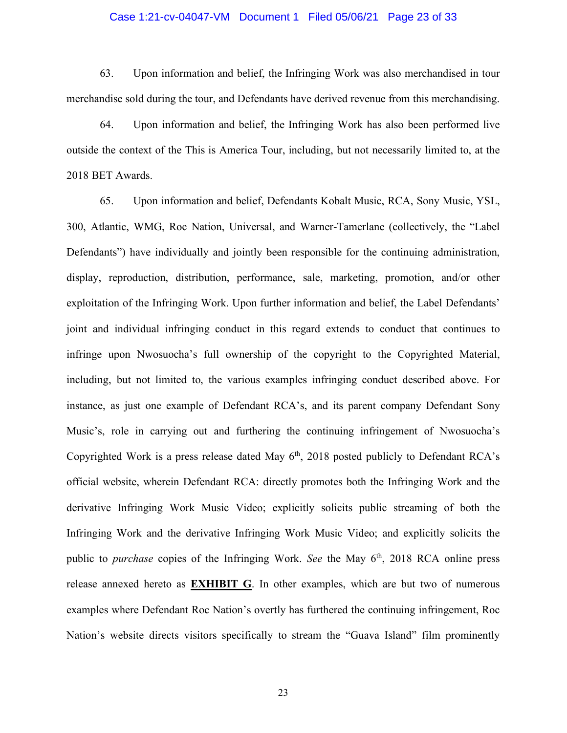63. Upon information and belief, the Infringing Work was also merchandised in tour merchandise sold during the tour, and Defendants have derived revenue from this merchandising.

64. Upon information and belief, the Infringing Work has also been performed live outside the context of the This is America Tour, including, but not necessarily limited to, at the 2018 BET Awards.

65. Upon information and belief, Defendants Kobalt Music, RCA, Sony Music, YSL, 300, Atlantic, WMG, Roc Nation, Universal, and Warner-Tamerlane (collectively, the "Label Defendants") have individually and jointly been responsible for the continuing administration, display, reproduction, distribution, performance, sale, marketing, promotion, and/or other exploitation of the Infringing Work. Upon further information and belief, the Label Defendants' joint and individual infringing conduct in this regard extends to conduct that continues to infringe upon Nwosuocha's full ownership of the copyright to the Copyrighted Material, including, but not limited to, the various examples infringing conduct described above. For instance, as just one example of Defendant RCA's, and its parent company Defendant Sony Music's, role in carrying out and furthering the continuing infringement of Nwosuocha's Copyrighted Work is a press release dated May 6th, 2018 posted publicly to Defendant RCA's official website, wherein Defendant RCA: directly promotes both the Infringing Work and the derivative Infringing Work Music Video; explicitly solicits public streaming of both the Infringing Work and the derivative Infringing Work Music Video; and explicitly solicits the public to *purchase* copies of the Infringing Work. *See* the May 6th, 2018 RCA online press release annexed hereto as **EXHIBIT G**. In other examples, which are but two of numerous examples where Defendant Roc Nation's overtly has furthered the continuing infringement, Roc Nation's website directs visitors specifically to stream the "Guava Island" film prominently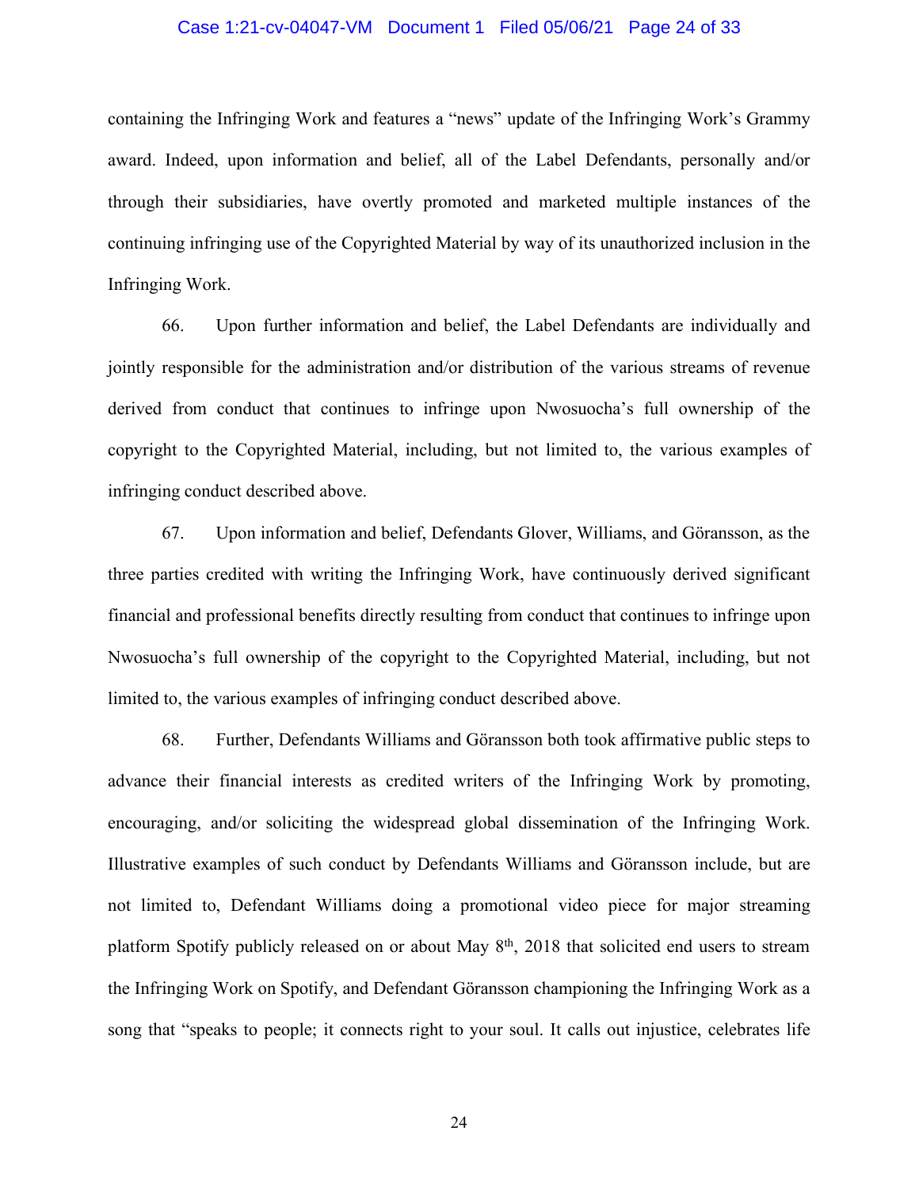containing the Infringing Work and features a "news" update of the Infringing Work's Grammy award. Indeed, upon information and belief, all of the Label Defendants, personally and/or through their subsidiaries, have overtly promoted and marketed multiple instances of the continuing infringing use of the Copyrighted Material by way of its unauthorized inclusion in the Infringing Work.

66. Upon further information and belief, the Label Defendants are individually and jointly responsible for the administration and/or distribution of the various streams of revenue derived from conduct that continues to infringe upon Nwosuocha's full ownership of the copyright to the Copyrighted Material, including, but not limited to, the various examples of infringing conduct described above.

67. Upon information and belief, Defendants Glover, Williams, and Göransson, as the three parties credited with writing the Infringing Work, have continuously derived significant financial and professional benefits directly resulting from conduct that continues to infringe upon Nwosuocha's full ownership of the copyright to the Copyrighted Material, including, but not limited to, the various examples of infringing conduct described above.

68. Further, Defendants Williams and Göransson both took affirmative public steps to advance their financial interests as credited writers of the Infringing Work by promoting, encouraging, and/or soliciting the widespread global dissemination of the Infringing Work. Illustrative examples of such conduct by Defendants Williams and Göransson include, but are not limited to, Defendant Williams doing a promotional video piece for major streaming platform Spotify publicly released on or about May 8th, 2018 that solicited end users to stream the Infringing Work on Spotify, and Defendant Göransson championing the Infringing Work as a song that "speaks to people; it connects right to your soul. It calls out injustice, celebrates life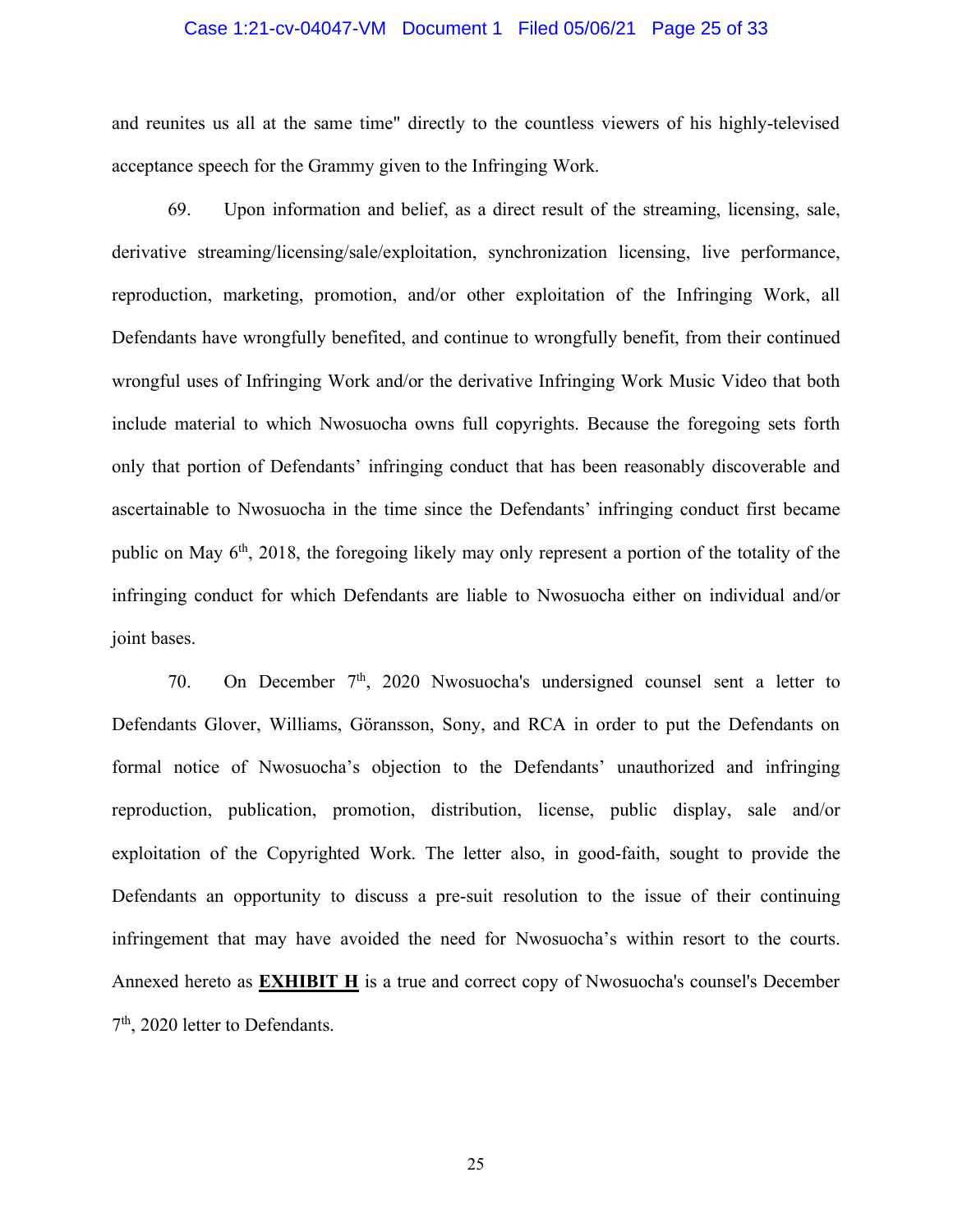and reunites us all at the same time" directly to the countless viewers of his highly-televised acceptance speech for the Grammy given to the Infringing Work.

69. Upon information and belief, as a direct result of the streaming, licensing, sale, derivative streaming/licensing/sale/exploitation, synchronization licensing, live performance, reproduction, marketing, promotion, and/or other exploitation of the Infringing Work, all Defendants have wrongfully benefited, and continue to wrongfully benefit, from their continued wrongful uses of Infringing Work and/or the derivative Infringing Work Music Video that both include material to which Nwosuocha owns full copyrights. Because the foregoing sets forth only that portion of Defendants' infringing conduct that has been reasonably discoverable and ascertainable to Nwosuocha in the time since the Defendants' infringing conduct first became public on May 6th, 2018, the foregoing likely may only represent a portion of the totality of the infringing conduct for which Defendants are liable to Nwosuocha either on individual and/or joint bases.

70. On December 7th, 2020 Nwosuocha's undersigned counsel sent a letter to Defendants Glover, Williams, Göransson, Sony, and RCA in order to put the Defendants on formal notice of Nwosuocha's objection to the Defendants' unauthorized and infringing reproduction, publication, promotion, distribution, license, public display, sale and/or exploitation of the Copyrighted Work. The letter also, in good-faith, sought to provide the Defendants an opportunity to discuss a pre-suit resolution to the issue of their continuing infringement that may have avoided the need for Nwosuocha's within resort to the courts. Annexed hereto as **EXHIBIT H** is a true and correct copy of Nwosuocha's counsel's December 7th, 2020 letter to Defendants.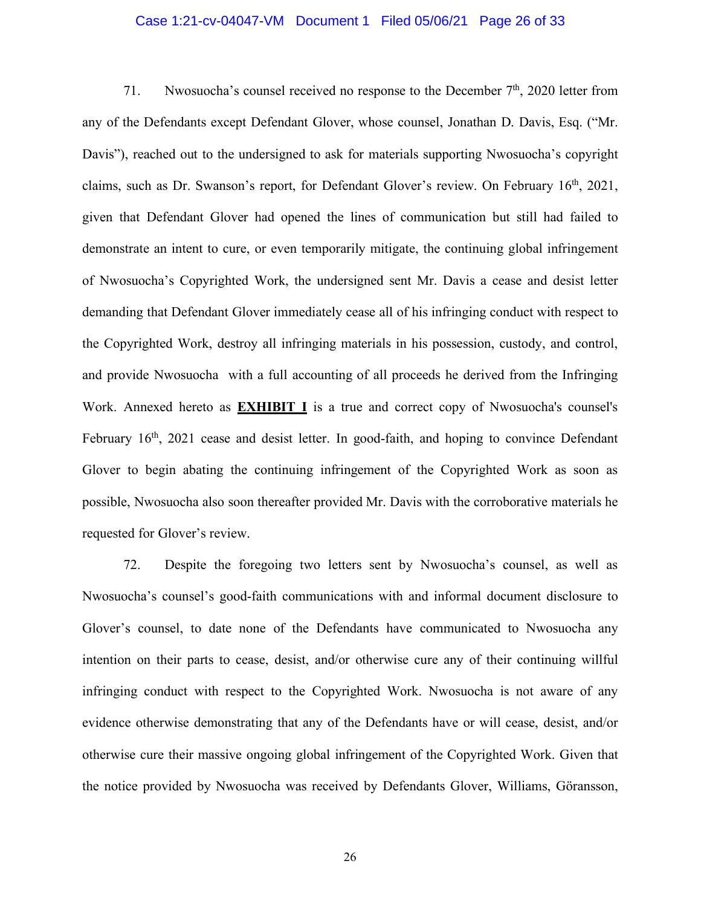71. Nwosuocha's counsel received no response to the December 7th, 2020 letter from any of the Defendants except Defendant Glover, whose counsel, Jonathan D. Davis, Esq. ("Mr. Davis"), reached out to the undersigned to ask for materials supporting Nwosuocha's copyright claims, such as Dr. Swanson's report, for Defendant Glover's review. On February 16th, 2021, given that Defendant Glover had opened the lines of communication but still had failed to demonstrate an intent to cure, or even temporarily mitigate, the continuing global infringement of Nwosuocha's Copyrighted Work, the undersigned sent Mr. Davis a cease and desist letter demanding that Defendant Glover immediately cease all of his infringing conduct with respect to the Copyrighted Work, destroy all infringing materials in his possession, custody, and control, and provide Nwosuocha with a full accounting of all proceeds he derived from the Infringing Work. Annexed hereto as **EXHIBIT I** is a true and correct copy of Nwosuocha's counsel's February 16th, 2021 cease and desist letter. In good-faith, and hoping to convince Defendant Glover to begin abating the continuing infringement of the Copyrighted Work as soon as possible, Nwosuocha also soon thereafter provided Mr. Davis with the corroborative materials he requested for Glover's review.

72. Despite the foregoing two letters sent by Nwosuocha's counsel, as well as Nwosuocha's counsel's good-faith communications with and informal document disclosure to Glover's counsel, to date none of the Defendants have communicated to Nwosuocha any intention on their parts to cease, desist, and/or otherwise cure any of their continuing willful infringing conduct with respect to the Copyrighted Work. Nwosuocha is not aware of any evidence otherwise demonstrating that any of the Defendants have or will cease, desist, and/or otherwise cure their massive ongoing global infringement of the Copyrighted Work. Given that the notice provided by Nwosuocha was received by Defendants Glover, Williams, Göransson,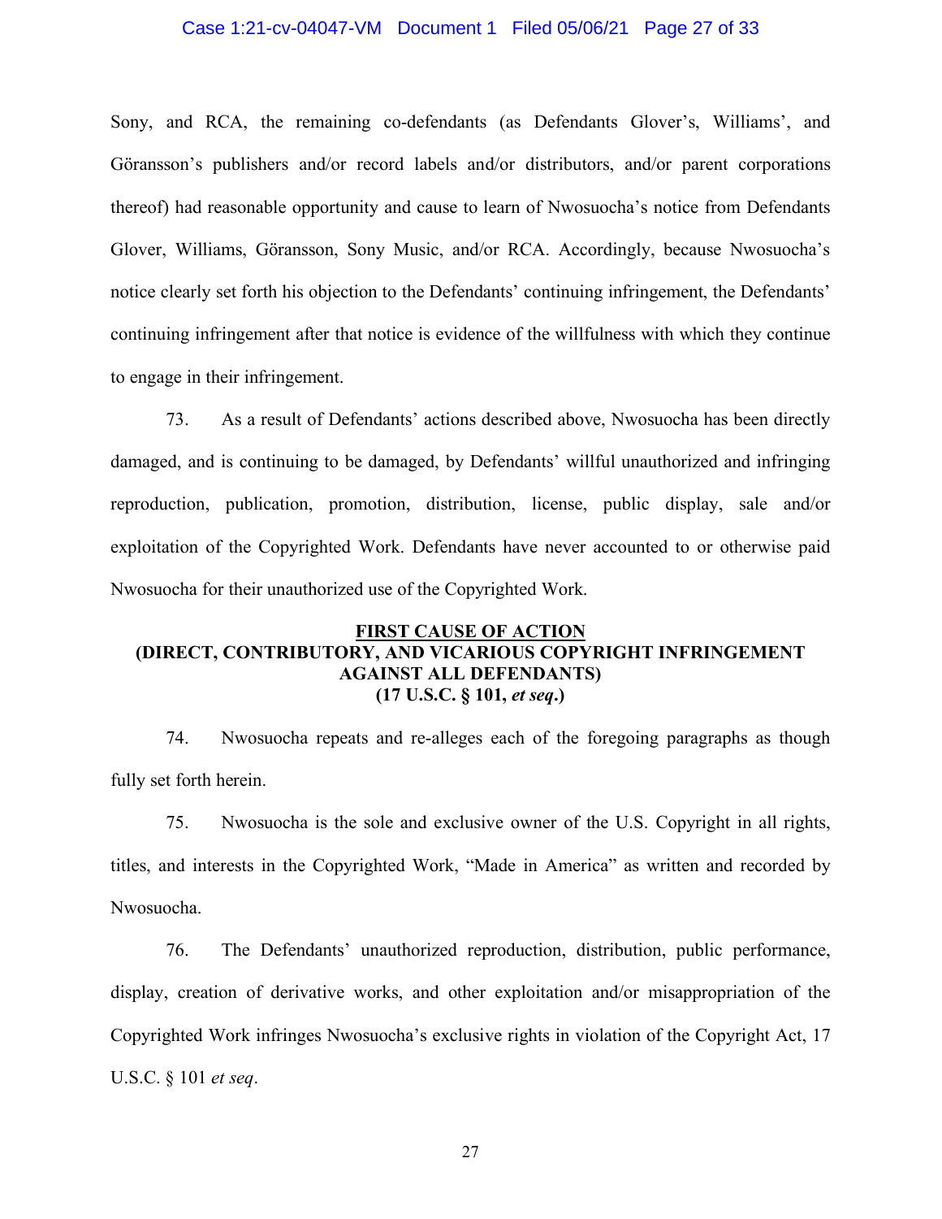Sony, and RCA, the remaining co-defendants (as Defendants Glover's, Williams', and Göransson's publishers and/or record labels and/or distributors, and/or parent corporations thereof) had reasonable opportunity and cause to learn of Nwosuocha's notice from Defendants Glover, Williams, Göransson, Sony Music, and/or RCA. Accordingly, because Nwosuocha's notice clearly set forth his objection to the Defendants' continuing infringement, the Defendants' continuing infringement after that notice is evidence of the willfulness with which they continue to engage in their infringement.

73. As a result of Defendants' actions described above, Nwosuocha has been directly damaged, and is continuing to be damaged, by Defendants' willful unauthorized and infringing reproduction, publication, promotion, distribution, license, public display, sale and/or exploitation of the Copyrighted Work. Defendants have never accounted to or otherwise paid Nwosuocha for their unauthorized use of the Copyrighted Work.

## FIRST CAUSE OF ACTION
## (DIRECT, CONTRIBUTORY, AND VICARIOUS COPYRIGHT INFRINGEMENT AGAINST ALL DEFENDANTS)
## (17 U.S.C. § 101, *et seq*.)

74. Nwosuocha repeats and re-alleges each of the foregoing paragraphs as though fully set forth herein.

75. Nwosuocha is the sole and exclusive owner of the U.S. Copyright in all rights, titles, and interests in the Copyrighted Work, "Made in America" as written and recorded by Nwosuocha.

76. The Defendants' unauthorized reproduction, distribution, public performance, display, creation of derivative works, and other exploitation and/or misappropriation of the Copyrighted Work infringes Nwosuocha's exclusive rights in violation of the Copyright Act, 17 U.S.C. § 101 *et seq*.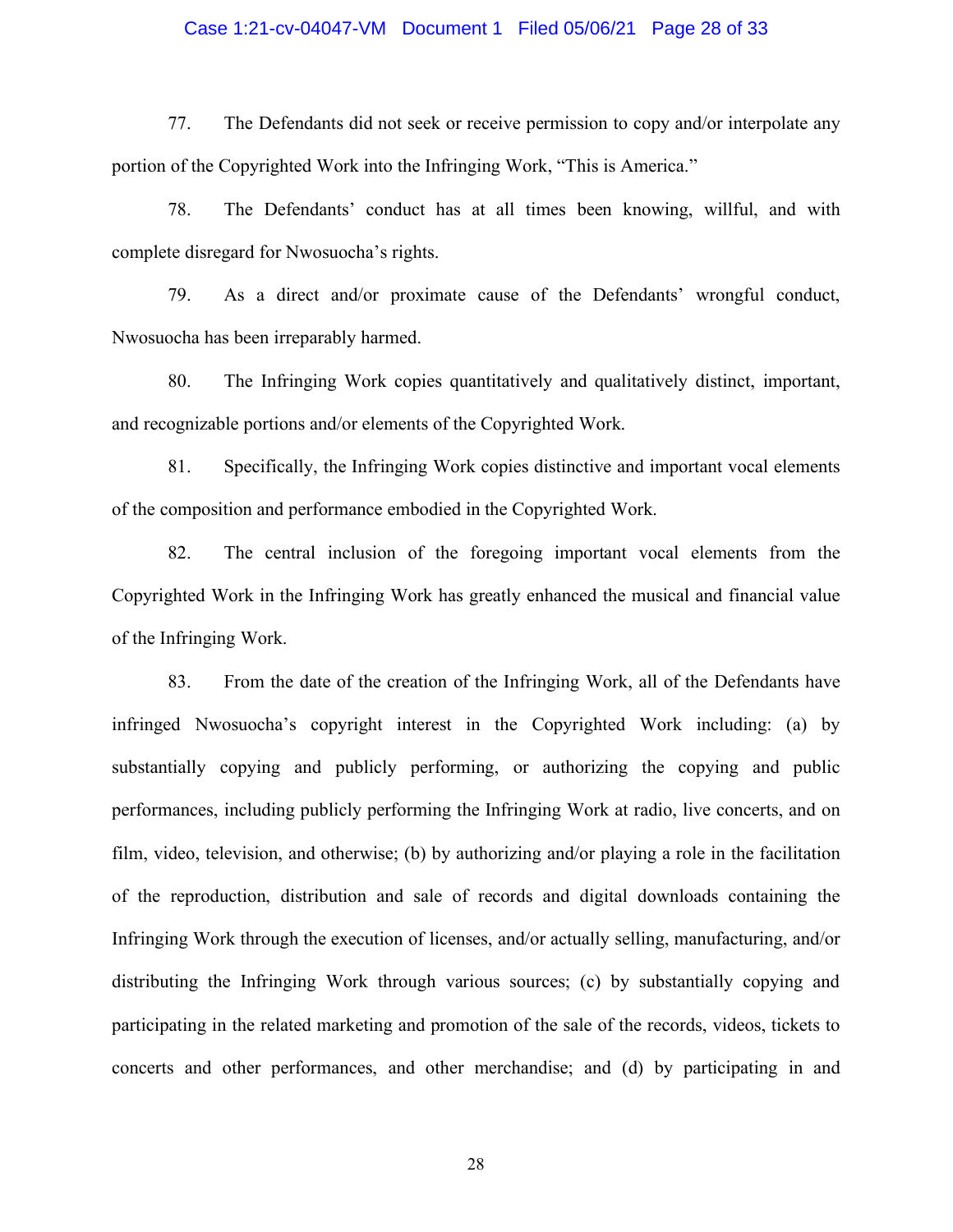77. The Defendants did not seek or receive permission to copy and/or interpolate any portion of the Copyrighted Work into the Infringing Work, "This is America."

78. The Defendants' conduct has at all times been knowing, willful, and with complete disregard for Nwosuocha's rights.

79. As a direct and/or proximate cause of the Defendants' wrongful conduct, Nwosuocha has been irreparably harmed.

80. The Infringing Work copies quantitatively and qualitatively distinct, important, and recognizable portions and/or elements of the Copyrighted Work.

81. Specifically, the Infringing Work copies distinctive and important vocal elements of the composition and performance embodied in the Copyrighted Work.

82. The central inclusion of the foregoing important vocal elements from the Copyrighted Work in the Infringing Work has greatly enhanced the musical and financial value of the Infringing Work.

83. From the date of the creation of the Infringing Work, all of the Defendants have infringed Nwosuocha's copyright interest in the Copyrighted Work including: (a) by substantially copying and publicly performing, or authorizing the copying and public performances, including publicly performing the Infringing Work at radio, live concerts, and on film, video, television, and otherwise; (b) by authorizing and/or playing a role in the facilitation of the reproduction, distribution and sale of records and digital downloads containing the Infringing Work through the execution of licenses, and/or actually selling, manufacturing, and/or distributing the Infringing Work through various sources; (c) by substantially copying and participating in the related marketing and promotion of the sale of the records, videos, tickets to concerts and other performances, and other merchandise; and (d) by participating in and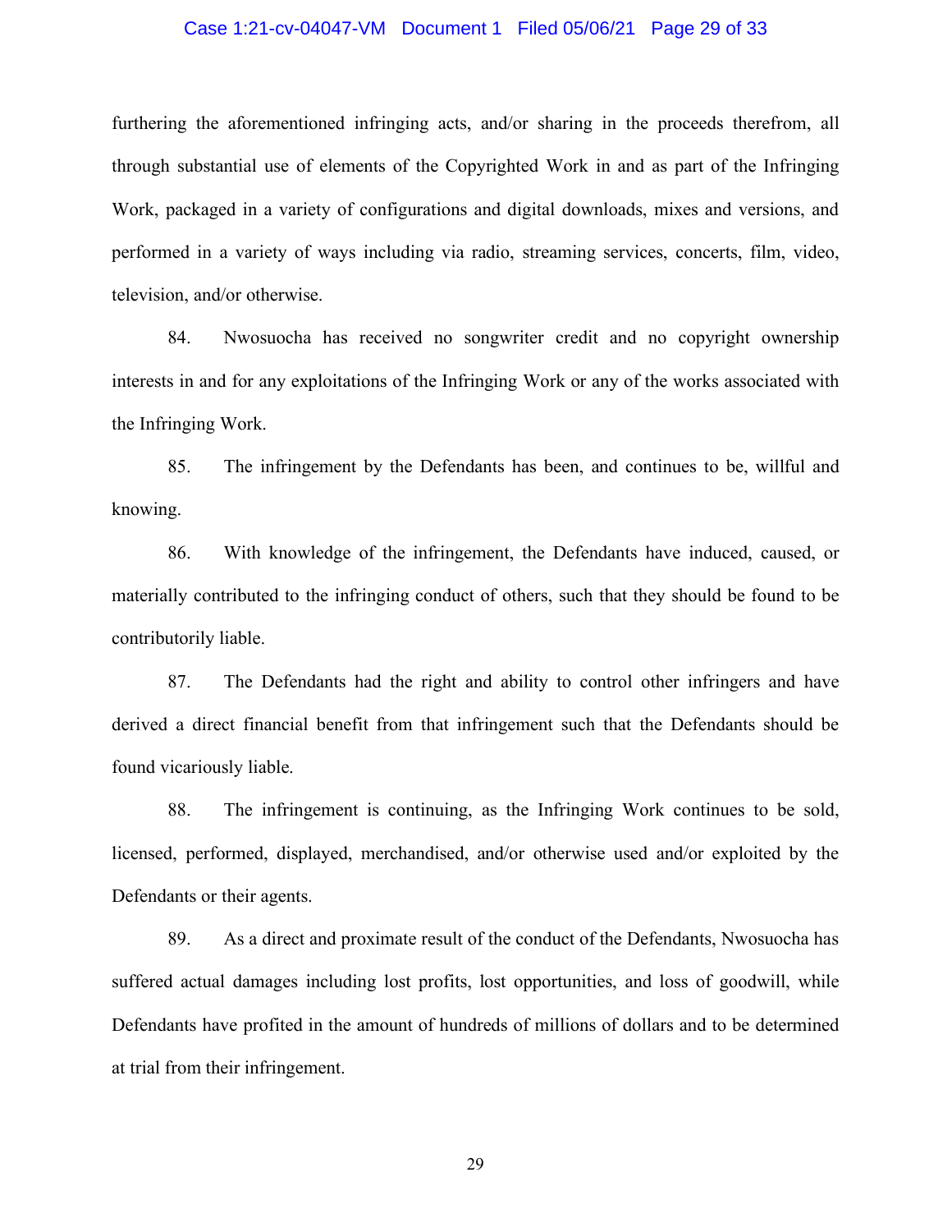furthering the aforementioned infringing acts, and/or sharing in the proceeds therefrom, all through substantial use of elements of the Copyrighted Work in and as part of the Infringing Work, packaged in a variety of configurations and digital downloads, mixes and versions, and performed in a variety of ways including via radio, streaming services, concerts, film, video, television, and/or otherwise.

84. Nwosuocha has received no songwriter credit and no copyright ownership interests in and for any exploitations of the Infringing Work or any of the works associated with the Infringing Work.

85. The infringement by the Defendants has been, and continues to be, willful and knowing.

86. With knowledge of the infringement, the Defendants have induced, caused, or materially contributed to the infringing conduct of others, such that they should be found to be contributorily liable.

87. The Defendants had the right and ability to control other infringers and have derived a direct financial benefit from that infringement such that the Defendants should be found vicariously liable.

88. The infringement is continuing, as the Infringing Work continues to be sold, licensed, performed, displayed, merchandised, and/or otherwise used and/or exploited by the Defendants or their agents.

89. As a direct and proximate result of the conduct of the Defendants, Nwosuocha has suffered actual damages including lost profits, lost opportunities, and loss of goodwill, while Defendants have profited in the amount of hundreds of millions of dollars and to be determined at trial from their infringement.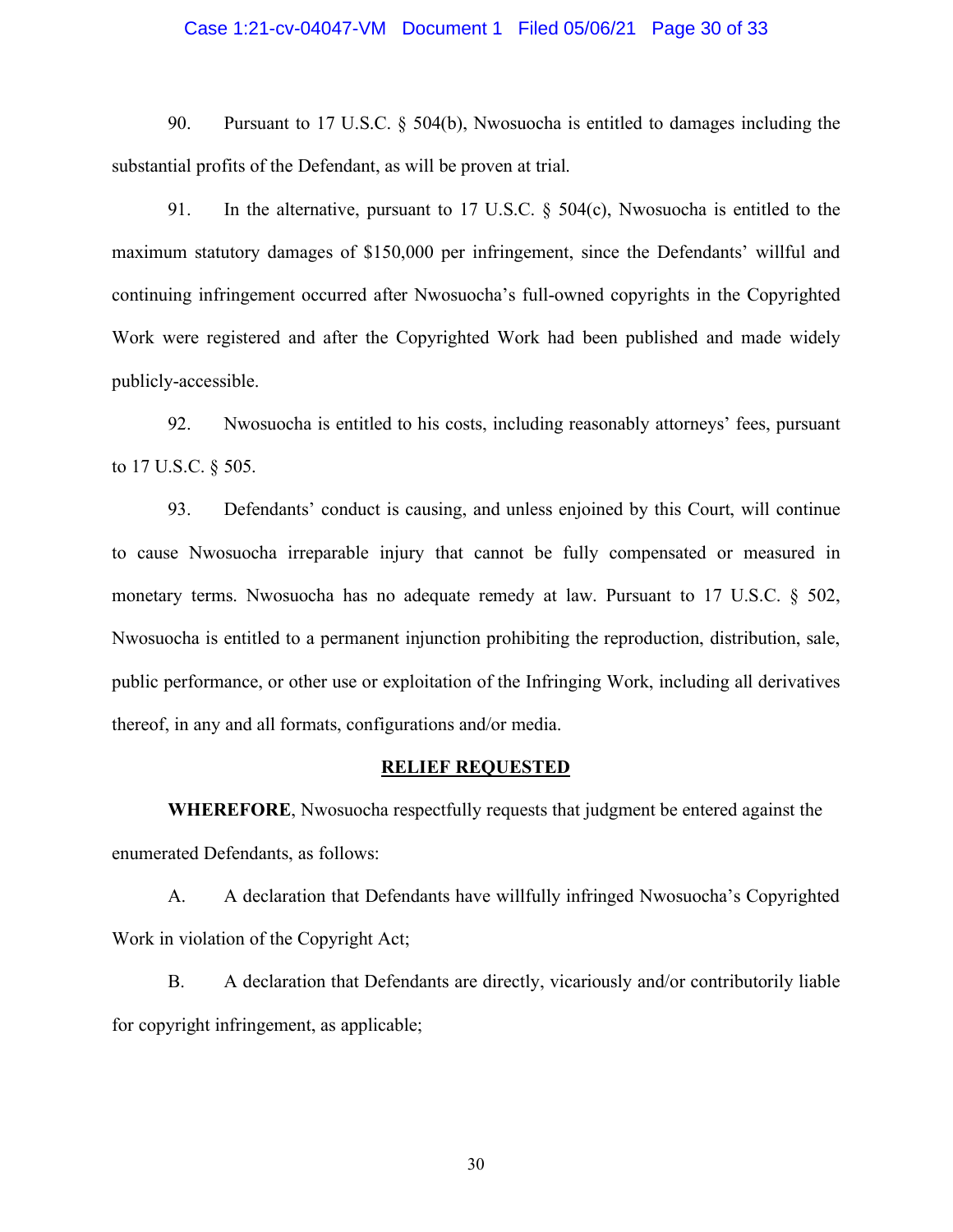90. Pursuant to 17 U.S.C. § 504(b), Nwosuocha is entitled to damages including the substantial profits of the Defendant, as will be proven at trial.

91. In the alternative, pursuant to 17 U.S.C. § 504(c), Nwosuocha is entitled to the maximum statutory damages of $150,000 per infringement, since the Defendants' willful and continuing infringement occurred after Nwosuocha's full-owned copyrights in the Copyrighted Work were registered and after the Copyrighted Work had been published and made widely publicly-accessible.

92. Nwosuocha is entitled to his costs, including reasonably attorneys' fees, pursuant to 17 U.S.C. § 505.

93. Defendants' conduct is causing, and unless enjoined by this Court, will continue to cause Nwosuocha irreparable injury that cannot be fully compensated or measured in monetary terms. Nwosuocha has no adequate remedy at law. Pursuant to 17 U.S.C. § 502, Nwosuocha is entitled to a permanent injunction prohibiting the reproduction, distribution, sale, public performance, or other use or exploitation of the Infringing Work, including all derivatives thereof, in any and all formats, configurations and/or media.

## RELIEF REQUESTED

**WHEREFORE**, Nwosuocha respectfully requests that judgment be entered against the enumerated Defendants, as follows:

A. A declaration that Defendants have willfully infringed Nwosuocha's Copyrighted Work in violation of the Copyright Act;

B. A declaration that Defendants are directly, vicariously and/or contributorily liable for copyright infringement, as applicable;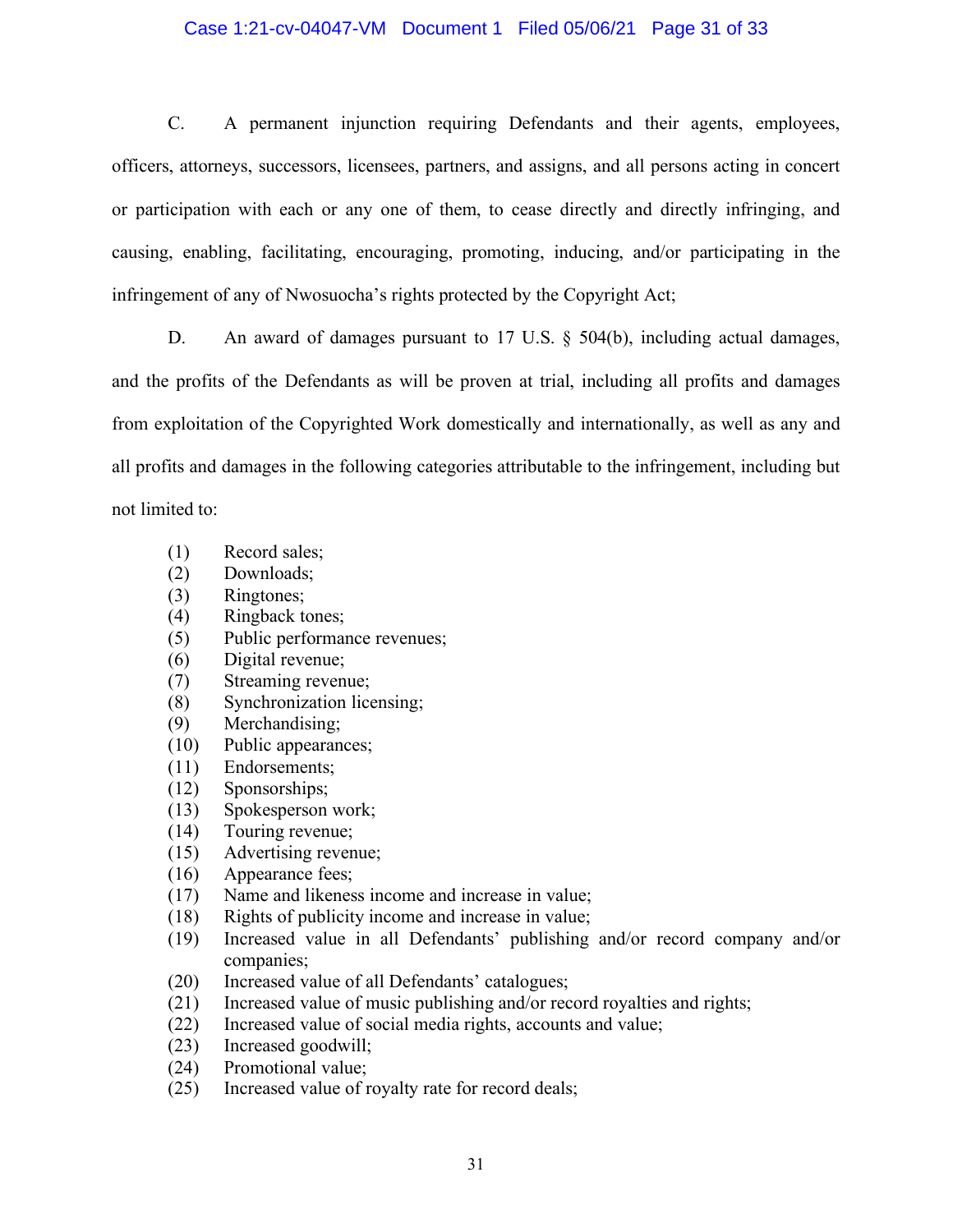C. A permanent injunction requiring Defendants and their agents, employees, officers, attorneys, successors, licensees, partners, and assigns, and all persons acting in concert or participation with each or any one of them, to cease directly and directly infringing, and causing, enabling, facilitating, encouraging, promoting, inducing, and/or participating in the infringement of any of Nwosuocha's rights protected by the Copyright Act;

D. An award of damages pursuant to 17 U.S. § 504(b), including actual damages, and the profits of the Defendants as will be proven at trial, including all profits and damages from exploitation of the Copyrighted Work domestically and internationally, as well as any and all profits and damages in the following categories attributable to the infringement, including but not limited to:

(1) Record sales;
(2) Downloads;
(3) Ringtones;
(4) Ringback tones;
(5) Public performance revenues;
(6) Digital revenue;
(7) Streaming revenue;
(8) Synchronization licensing;
(9) Merchandising;
(10) Public appearances;
(11) Endorsements;
(12) Sponsorships;
(13) Spokesperson work;
(14) Touring revenue;
(15) Advertising revenue;
(16) Appearance fees;
(17) Name and likeness income and increase in value;
(18) Rights of publicity income and increase in value;
(19) Increased value in all Defendants' publishing and/or record company and/or companies;
(20) Increased value of all Defendants' catalogues;
(21) Increased value of music publishing and/or record royalties and rights;
(22) Increased value of social media rights, accounts and value;
(23) Increased goodwill;
(24) Promotional value;
(25) Increased value of royalty rate for record deals;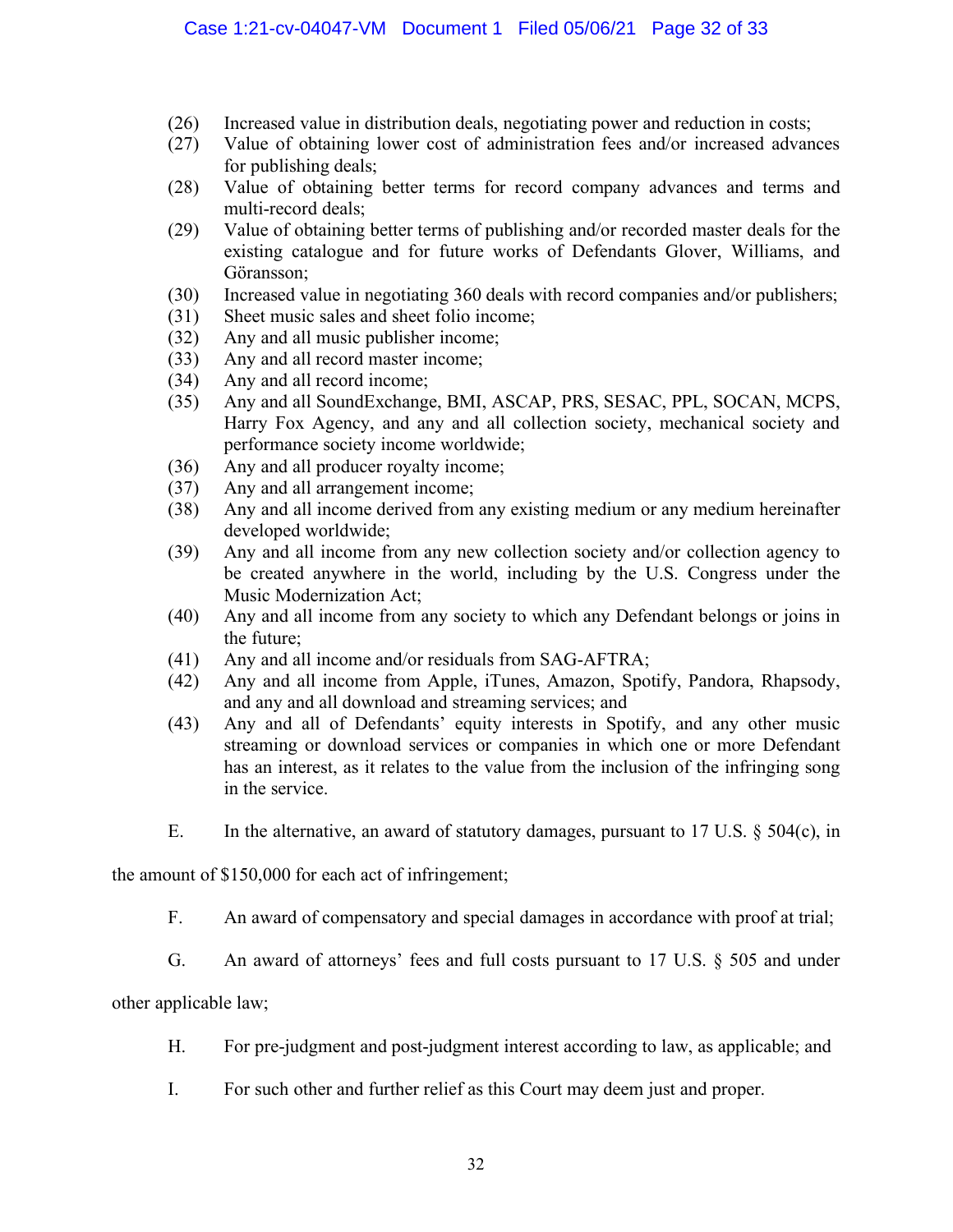(26) Increased value in distribution deals, negotiating power and reduction in costs;
(27) Value of obtaining lower cost of administration fees and/or increased advances for publishing deals;
(28) Value of obtaining better terms for record company advances and terms and multi-record deals;
(29) Value of obtaining better terms of publishing and/or recorded master deals for the existing catalogue and for future works of Defendants Glover, Williams, and Göransson;
(30) Increased value in negotiating 360 deals with record companies and/or publishers;
(31) Sheet music sales and sheet folio income;
(32) Any and all music publisher income;
(33) Any and all record master income;
(34) Any and all record income;
(35) Any and all SoundExchange, BMI, ASCAP, PRS, SESAC, PPL, SOCAN, MCPS, Harry Fox Agency, and any and all collection society, mechanical society and performance society income worldwide;
(36) Any and all producer royalty income;
(37) Any and all arrangement income;
(38) Any and all income derived from any existing medium or any medium hereinafter developed worldwide;
(39) Any and all income from any new collection society and/or collection agency to be created anywhere in the world, including by the U.S. Congress under the Music Modernization Act;
(40) Any and all income from any society to which any Defendant belongs or joins in the future;
(41) Any and all income and/or residuals from SAG-AFTRA;
(42) Any and all income from Apple, iTunes, Amazon, Spotify, Pandora, Rhapsody, and any and all download and streaming services; and
(43) Any and all of Defendants' equity interests in Spotify, and any other music streaming or download services or companies in which one or more Defendant has an interest, as it relates to the value from the inclusion of the infringing song in the service.

E. In the alternative, an award of statutory damages, pursuant to 17 U.S. § 504(c), in the amount of $150,000 for each act of infringement;

F. An award of compensatory and special damages in accordance with proof at trial;

G. An award of attorneys' fees and full costs pursuant to 17 U.S. § 505 and under other applicable law;

H. For pre-judgment and post-judgment interest according to law, as applicable; and

I. For such other and further relief as this Court may deem just and proper.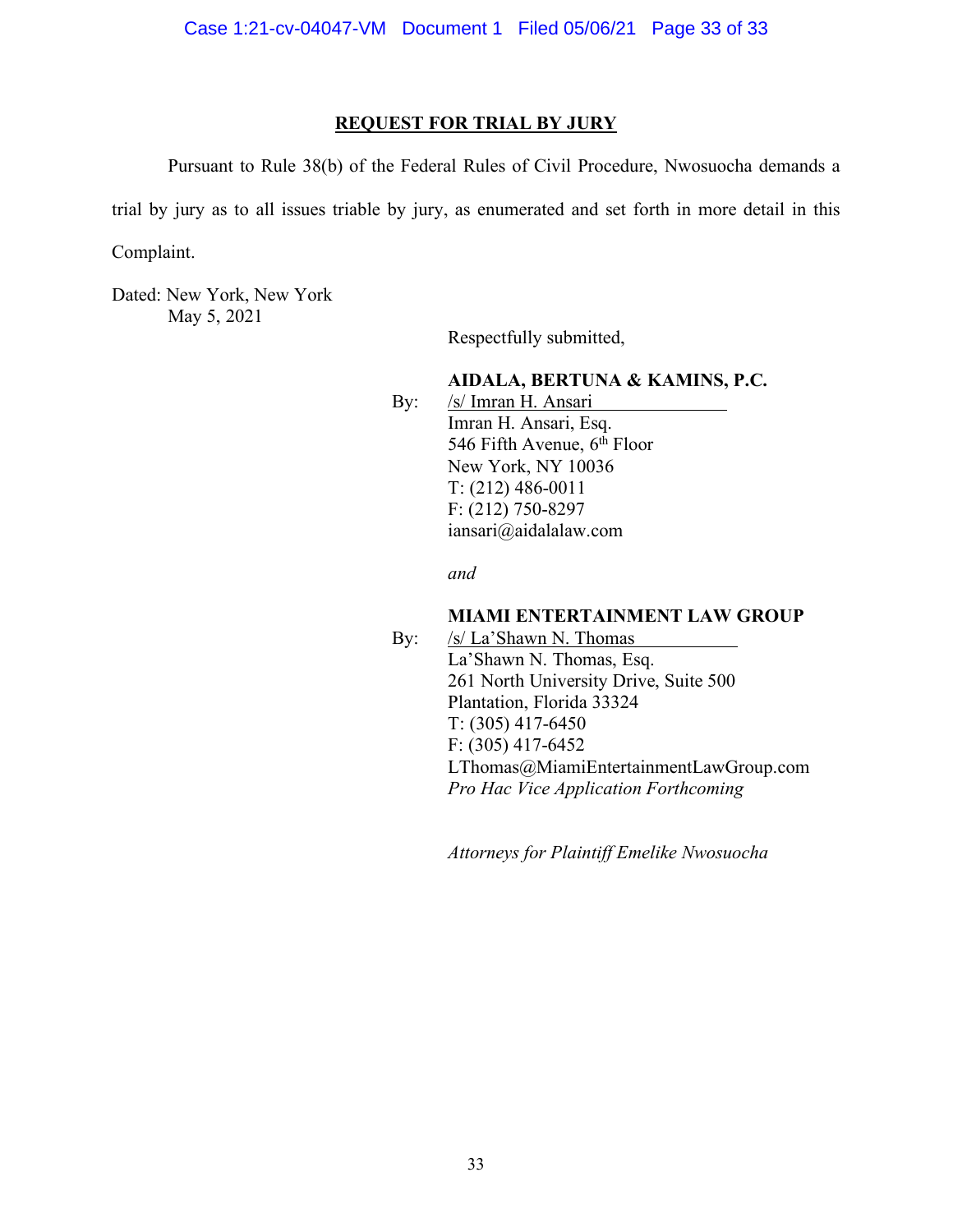**REQUEST FOR TRIAL BY JURY**

Pursuant to Rule 38(b) of the Federal Rules of Civil Procedure, Nwosuocha demands a trial by jury as to all issues triable by jury, as enumerated and set forth in more detail in this Complaint.

Dated: New York, New York
May 5, 2021

Respectfully submitted,

**AIDALA, BERTUNA & KAMINS, P.C.**

By: /s/ Imran H. Ansari
Imran H. Ansari, Esq.
546 Fifth Avenue, 6th Floor
New York, NY 10036
T: (212) 486-0011
F: (212) 750-8297
iansari@aidalalaw.com

*and*

**MIAMI ENTERTAINMENT LAW GROUP**

By: /s/ La'Shawn N. Thomas
La'Shawn N. Thomas, Esq.
261 North University Drive, Suite 500
Plantation, Florida 33324
T: (305) 417-6450
F: (305) 417-6452
LThomas@MiamiEntertainmentLawGroup.com
*Pro Hac Vice Application Forthcoming*

*Attorneys for Plaintiff Emelike Nwosuocha*